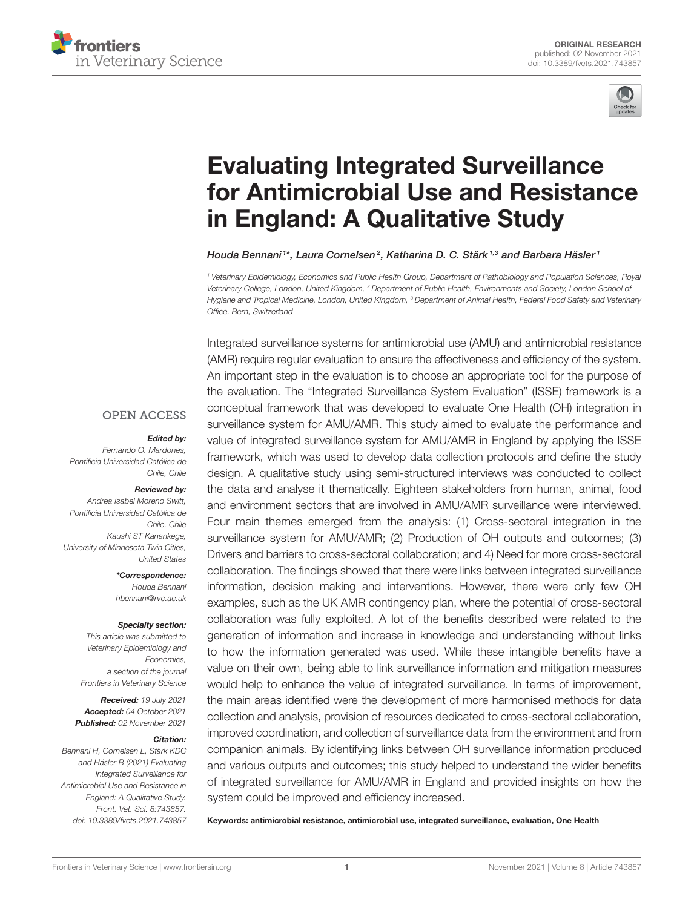ORIGINAL RESEARCH
published: 02 November 2021
doi: 10.3389/fvets.2021.743857

# Evaluating Integrated Surveillance for Antimicrobial Use and Resistance in England: A Qualitative Study

*Houda Bennani[1]\*, Laura Cornelsen[2], Katharina D. C. Stärk[1,3] and Barbara Häsler[1]*

[1] Veterinary Epidemiology, Economics and Public Health Group, Department of Pathobiology and Population Sciences, Royal Veterinary College, London, United Kingdom, [2] Department of Public Health, Environments and Society, London School of Hygiene and Tropical Medicine, London, United Kingdom, [3] Department of Animal Health, Federal Food Safety and Veterinary Office, Bern, Switzerland

Integrated surveillance systems for antimicrobial use (AMU) and antimicrobial resistance (AMR) require regular evaluation to ensure the effectiveness and efficiency of the system. An important step in the evaluation is to choose an appropriate tool for the purpose of the evaluation. The "Integrated Surveillance System Evaluation" (ISSE) framework is a conceptual framework that was developed to evaluate One Health (OH) integration in surveillance system for AMU/AMR. This study aimed to evaluate the performance and value of integrated surveillance system for AMU/AMR in England by applying the ISSE framework, which was used to develop data collection protocols and define the study design. A qualitative study using semi-structured interviews was conducted to collect the data and analyse it thematically. Eighteen stakeholders from human, animal, food and environment sectors that are involved in AMU/AMR surveillance were interviewed. Four main themes emerged from the analysis: (1) Cross-sectoral integration in the surveillance system for AMU/AMR; (2) Production of OH outputs and outcomes; (3) Drivers and barriers to cross-sectoral collaboration; and 4) Need for more cross-sectoral collaboration. The findings showed that there were links between integrated surveillance information, decision making and interventions. However, there were only few OH examples, such as the UK AMR contingency plan, where the potential of cross-sectoral collaboration was fully exploited. A lot of the benefits described were related to the generation of information and increase in knowledge and understanding without links to how the information generated was used. While these intangible benefits have a value on their own, being able to link surveillance information and mitigation measures would help to enhance the value of integrated surveillance. In terms of improvement, the main areas identified were the development of more harmonised methods for data collection and analysis, provision of resources dedicated to cross-sectoral collaboration, improved coordination, and collection of surveillance data from the environment and from companion animals. By identifying links between OH surveillance information produced and various outputs and outcomes; this study helped to understand the wider benefits of integrated surveillance for AMU/AMR in England and provided insights on how the system could be improved and efficiency increased.

**Keywords: antimicrobial resistance, antimicrobial use, integrated surveillance, evaluation, One Health**

OPEN ACCESS

***Edited by:***
Fernando O. Mardones,
Pontificia Universidad Católica de Chile, Chile

***Reviewed by:***
Andrea Isabel Moreno Switt,
Pontificia Universidad Católica de Chile, Chile
Kaushi ST Kanankege,
University of Minnesota Twin Cities, United States

***\*Correspondence:***
Houda Bennani
hbennani@rvc.ac.uk

***Specialty section:***
This article was submitted to Veterinary Epidemiology and Economics,
a section of the journal
Frontiers in Veterinary Science

***Received:*** 19 July 2021
***Accepted:*** 04 October 2021
***Published:*** 02 November 2021

***Citation:***
Bennani H, Cornelsen L, Stärk KDC and Häsler B (2021) Evaluating Integrated Surveillance for Antimicrobial Use and Resistance in England: A Qualitative Study.
Front. Vet. Sci. 8:743857.
doi: 10.3389/fvets.2021.743857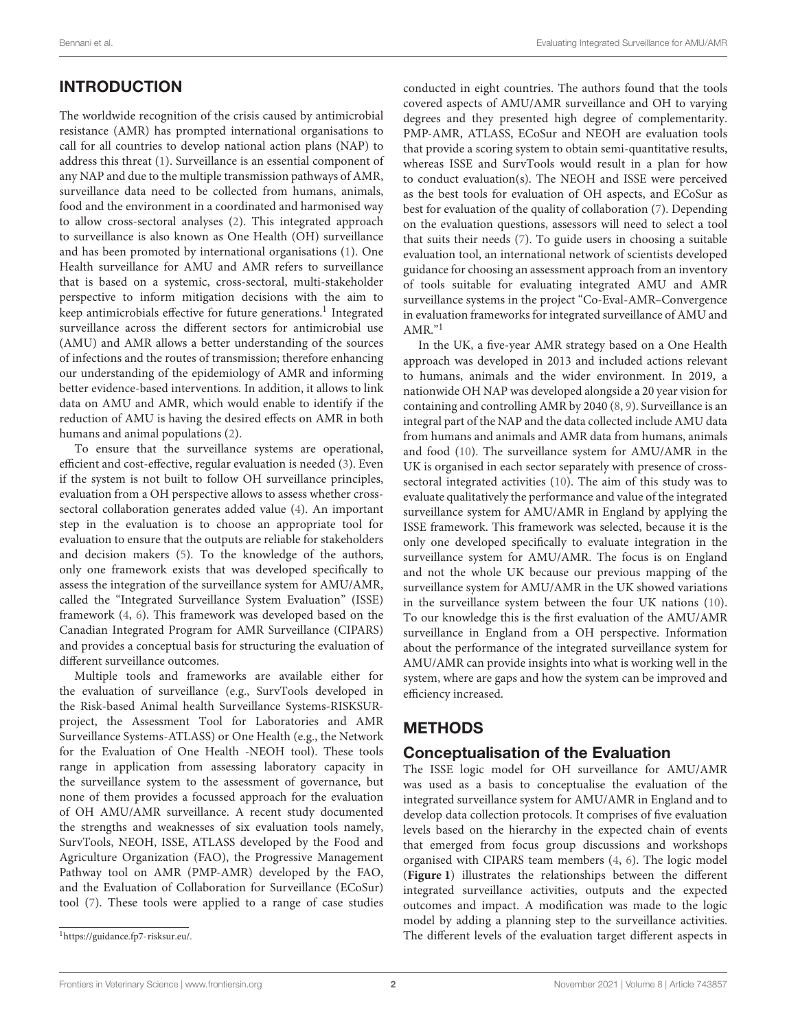## INTRODUCTION

The worldwide recognition of the crisis caused by antimicrobial resistance (AMR) has prompted international organisations to call for all countries to develop national action plans (NAP) to address this threat (1). Surveillance is an essential component of any NAP and due to the multiple transmission pathways of AMR, surveillance data need to be collected from humans, animals, food and the environment in a coordinated and harmonised way to allow cross-sectoral analyses (2). This integrated approach to surveillance is also known as One Health (OH) surveillance and has been promoted by international organisations (1). One Health surveillance for AMU and AMR refers to surveillance that is based on a systemic, cross-sectoral, multi-stakeholder perspective to inform mitigation decisions with the aim to keep antimicrobials effective for future generations.[1] Integrated surveillance across the different sectors for antimicrobial use (AMU) and AMR allows a better understanding of the sources of infections and the routes of transmission; therefore enhancing our understanding of the epidemiology of AMR and informing better evidence-based interventions. In addition, it allows to link data on AMU and AMR, which would enable to identify if the reduction of AMU is having the desired effects on AMR in both humans and animal populations (2).

To ensure that the surveillance systems are operational, efficient and cost-effective, regular evaluation is needed (3). Even if the system is not built to follow OH surveillance principles, evaluation from a OH perspective allows to assess whether cross-sectoral collaboration generates added value (4). An important step in the evaluation is to choose an appropriate tool for evaluation to ensure that the outputs are reliable for stakeholders and decision makers (5). To the knowledge of the authors, only one framework exists that was developed specifically to assess the integration of the surveillance system for AMU/AMR, called the "Integrated Surveillance System Evaluation" (ISSE) framework (4, 6). This framework was developed based on the Canadian Integrated Program for AMR Surveillance (CIPARS) and provides a conceptual basis for structuring the evaluation of different surveillance outcomes.

Multiple tools and frameworks are available either for the evaluation of surveillance (e.g., SurvTools developed in the Risk-based Animal health Surveillance Systems-RISKSUR-project, the Assessment Tool for Laboratories and AMR Surveillance Systems-ATLASS) or One Health (e.g., the Network for the Evaluation of One Health -NEOH tool). These tools range in application from assessing laboratory capacity in the surveillance system to the assessment of governance, but none of them provides a focussed approach for the evaluation of OH AMU/AMR surveillance. A recent study documented the strengths and weaknesses of six evaluation tools namely, SurvTools, NEOH, ISSE, ATLASS developed by the Food and Agriculture Organization (FAO), the Progressive Management Pathway tool on AMR (PMP-AMR) developed by the FAO, and the Evaluation of Collaboration for Surveillance (ECoSur) tool (7). These tools were applied to a range of case studies conducted in eight countries. The authors found that the tools covered aspects of AMU/AMR surveillance and OH to varying degrees and they presented high degree of complementarity. PMP-AMR, ATLASS, ECoSur and NEOH are evaluation tools that provide a scoring system to obtain semi-quantitative results, whereas ISSE and SurvTools would result in a plan for how to conduct evaluation(s). The NEOH and ISSE were perceived as the best tools for evaluation of OH aspects, and ECoSur as best for evaluation of the quality of collaboration (7). Depending on the evaluation questions, assessors will need to select a tool that suits their needs (7). To guide users in choosing a suitable evaluation tool, an international network of scientists developed guidance for choosing an assessment approach from an inventory of tools suitable for evaluating integrated AMU and AMR surveillance systems in the project "Co-Eval-AMR–Convergence in evaluation frameworks for integrated surveillance of AMU and AMR."[1]

In the UK, a five-year AMR strategy based on a One Health approach was developed in 2013 and included actions relevant to humans, animals and the wider environment. In 2019, a nationwide OH NAP was developed alongside a 20 year vision for containing and controlling AMR by 2040 (8, 9). Surveillance is an integral part of the NAP and the data collected include AMU data from humans and animals and AMR data from humans, animals and food (10). The surveillance system for AMU/AMR in the UK is organised in each sector separately with presence of cross-sectoral integrated activities (10). The aim of this study was to evaluate qualitatively the performance and value of the integrated surveillance system for AMU/AMR in England by applying the ISSE framework. This framework was selected, because it is the only one developed specifically to evaluate integration in the surveillance system for AMU/AMR. The focus is on England and not the whole UK because our previous mapping of the surveillance system for AMU/AMR in the UK showed variations in the surveillance system between the four UK nations (10). To our knowledge this is the first evaluation of the AMU/AMR surveillance in England from a OH perspective. Information about the performance of the integrated surveillance system for AMU/AMR can provide insights into what is working well in the system, where are gaps and how the system can be improved and efficiency increased.

## METHODS

### Conceptualisation of the Evaluation

The ISSE logic model for OH surveillance for AMU/AMR was used as a basis to conceptualise the evaluation of the integrated surveillance system for AMU/AMR in England and to develop data collection protocols. It comprises of five evaluation levels based on the hierarchy in the expected chain of events that emerged from focus group discussions and workshops organised with CIPARS team members (4, 6). The logic model (**Figure 1**) illustrates the relationships between the different integrated surveillance activities, outputs and the expected outcomes and impact. A modification was made to the logic model by adding a planning step to the surveillance activities. The different levels of the evaluation target different aspects in

[1] https://guidance.fp7-risksur.eu/.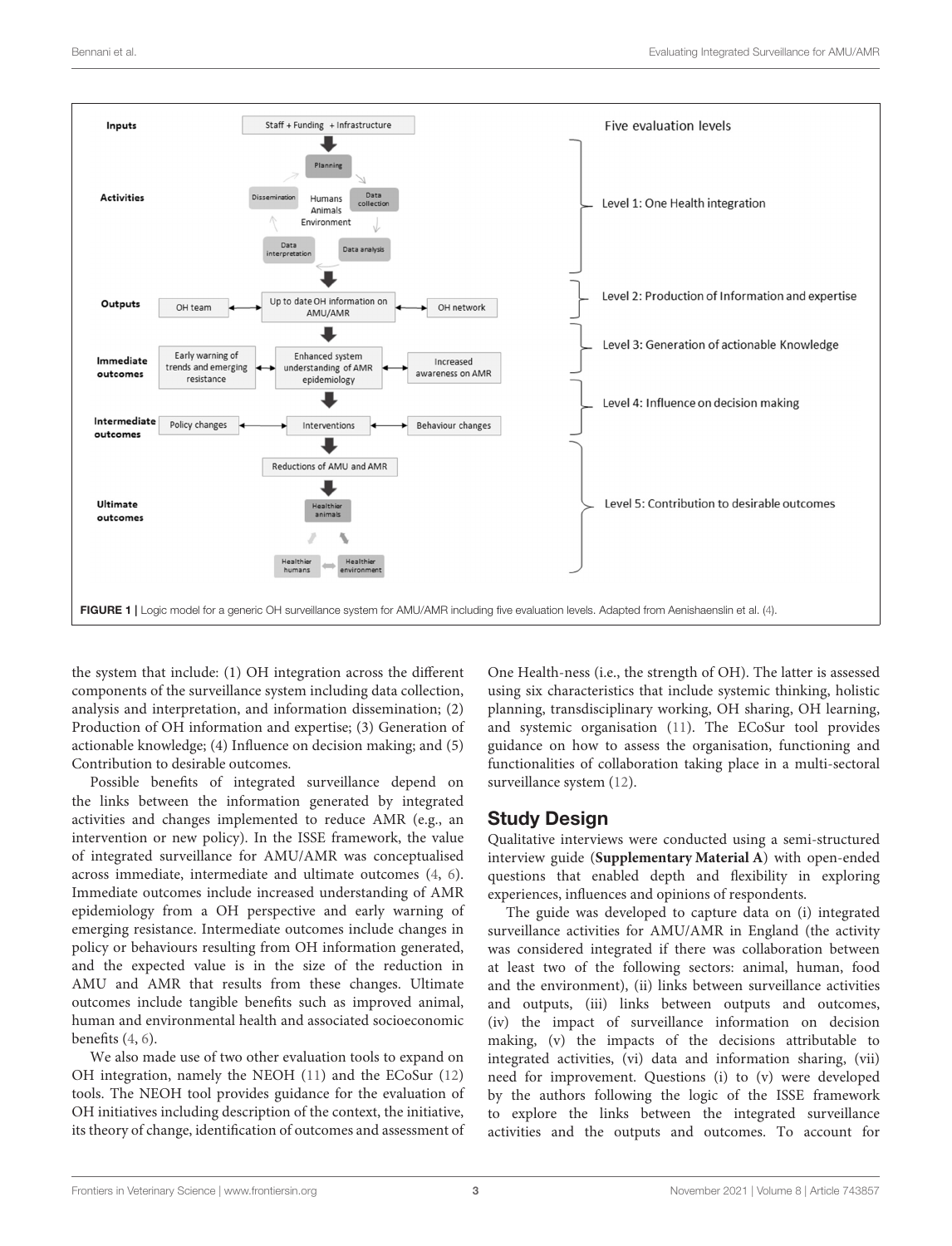FIGURE 1 | Logic model for a generic OH surveillance system for AMU/AMR including five evaluation levels. Adapted from Aenishaenslin et al. (4).

the system that include: (1) OH integration across the different components of the surveillance system including data collection, analysis and interpretation, and information dissemination; (2) Production of OH information and expertise; (3) Generation of actionable knowledge; (4) Influence on decision making; and (5) Contribution to desirable outcomes.

Possible benefits of integrated surveillance depend on the links between the information generated by integrated activities and changes implemented to reduce AMR (e.g., an intervention or new policy). In the ISSE framework, the value of integrated surveillance for AMU/AMR was conceptualised across immediate, intermediate and ultimate outcomes (4, 6). Immediate outcomes include increased understanding of AMR epidemiology from a OH perspective and early warning of emerging resistance. Intermediate outcomes include changes in policy or behaviours resulting from OH information generated, and the expected value is in the size of the reduction in AMU and AMR that results from these changes. Ultimate outcomes include tangible benefits such as improved animal, human and environmental health and associated socioeconomic benefits (4, 6).

We also made use of two other evaluation tools to expand on OH integration, namely the NEOH (11) and the ECoSur (12) tools. The NEOH tool provides guidance for the evaluation of OH initiatives including description of the context, the initiative, its theory of change, identification of outcomes and assessment of One Health-ness (i.e., the strength of OH). The latter is assessed using six characteristics that include systemic thinking, holistic planning, transdisciplinary working, OH sharing, OH learning, and systemic organisation (11). The ECoSur tool provides guidance on how to assess the organisation, functioning and functionalities of collaboration taking place in a multi-sectoral surveillance system (12).

## Study Design

Qualitative interviews were conducted using a semi-structured interview guide (**Supplementary Material A**) with open-ended questions that enabled depth and flexibility in exploring experiences, influences and opinions of respondents.

The guide was developed to capture data on (i) integrated surveillance activities for AMU/AMR in England (the activity was considered integrated if there was collaboration between at least two of the following sectors: animal, human, food and the environment), (ii) links between surveillance activities and outputs, (iii) links between outputs and outcomes, (iv) the impact of surveillance information on decision making, (v) the impacts of the decisions attributable to integrated activities, (vi) data and information sharing, (vii) need for improvement. Questions (i) to (v) were developed by the authors following the logic of the ISSE framework to explore the links between the integrated surveillance activities and the outputs and outcomes. To account for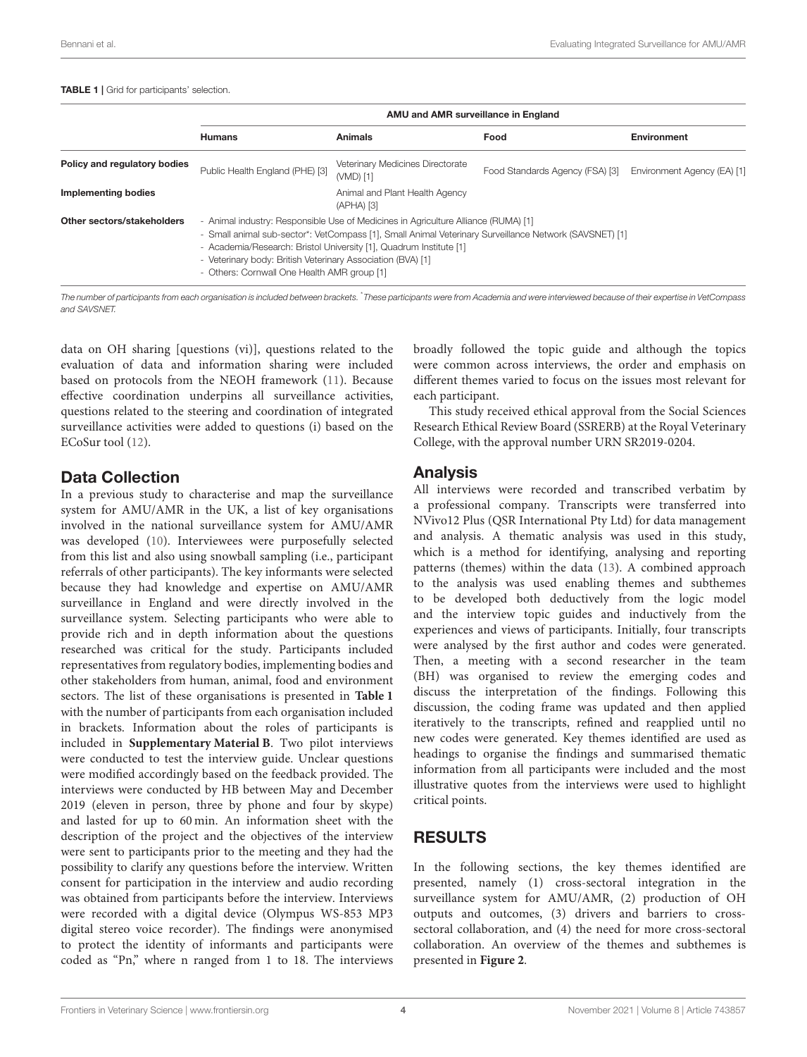**TABLE 1** | Grid for participants' selection.

| | AMU and AMR surveillance in England | | | |
|---|---|---|---|---|
| | **Humans** | **Animals** | **Food** | **Environment** |
| **Policy and regulatory bodies** | Public Health England (PHE) [3] | Veterinary Medicines Directorate (VMD) [1] | Food Standards Agency (FSA) [3] | Environment Agency (EA) [1] |
| **Implementing bodies** | | Animal and Plant Health Agency (APHA) [3] | | |
| **Other sectors/stakeholders** | - Animal industry: Responsible Use of Medicines in Agriculture Alliance (RUMA) [1]<br>- Small animal sub-sector*: VetCompass [1], Small Animal Veterinary Surveillance Network (SAVSNET) [1]<br>- Academia/Research: Bristol University [1], Quadrum Institute [1]<br>- Veterinary body: British Veterinary Association (BVA) [1]<br>- Others: Cornwall One Health AMR group [1] | | | |

*The number of participants from each organisation is included between brackets. *These participants were from Academia and were interviewed because of their expertise in VetCompass and SAVSNET.*

data on OH sharing [questions (vi)], questions related to the evaluation of data and information sharing were included based on protocols from the NEOH framework (11). Because effective coordination underpins all surveillance activities, questions related to the steering and coordination of integrated surveillance activities were added to questions (i) based on the ECoSur tool (12).

## Data Collection

In a previous study to characterise and map the surveillance system for AMU/AMR in the UK, a list of key organisations involved in the national surveillance system for AMU/AMR was developed (10). Interviewees were purposefully selected from this list and also using snowball sampling (i.e., participant referrals of other participants). The key informants were selected because they had knowledge and expertise on AMU/AMR surveillance in England and were directly involved in the surveillance system. Selecting participants who were able to provide rich and in depth information about the questions researched was critical for the study. Participants included representatives from regulatory bodies, implementing bodies and other stakeholders from human, animal, food and environment sectors. The list of these organisations is presented in **Table 1** with the number of participants from each organisation included in brackets. Information about the roles of participants is included in **Supplementary Material B**. Two pilot interviews were conducted to test the interview guide. Unclear questions were modified accordingly based on the feedback provided. The interviews were conducted by HB between May and December 2019 (eleven in person, three by phone and four by skype) and lasted for up to 60 min. An information sheet with the description of the project and the objectives of the interview were sent to participants prior to the meeting and they had the possibility to clarify any questions before the interview. Written consent for participation in the interview and audio recording was obtained from participants before the interview. Interviews were recorded with a digital device (Olympus WS-853 MP3 digital stereo voice recorder). The findings were anonymised to protect the identity of informants and participants were coded as "Pn," where n ranged from 1 to 18. The interviews broadly followed the topic guide and although the topics were common across interviews, the order and emphasis on different themes varied to focus on the issues most relevant for each participant.

This study received ethical approval from the Social Sciences Research Ethical Review Board (SSRERB) at the Royal Veterinary College, with the approval number URN SR2019-0204.

## Analysis

All interviews were recorded and transcribed verbatim by a professional company. Transcripts were transferred into NVivo12 Plus (QSR International Pty Ltd) for data management and analysis. A thematic analysis was used in this study, which is a method for identifying, analysing and reporting patterns (themes) within the data (13). A combined approach to the analysis was used enabling themes and subthemes to be developed both deductively from the logic model and the interview topic guides and inductively from the experiences and views of participants. Initially, four transcripts were analysed by the first author and codes were generated. Then, a meeting with a second researcher in the team (BH) was organised to review the emerging codes and discuss the interpretation of the findings. Following this discussion, the coding frame was updated and then applied iteratively to the transcripts, refined and reapplied until no new codes were generated. Key themes identified are used as headings to organise the findings and summarised thematic information from all participants were included and the most illustrative quotes from the interviews were used to highlight critical points.

# RESULTS

In the following sections, the key themes identified are presented, namely (1) cross-sectoral integration in the surveillance system for AMU/AMR, (2) production of OH outputs and outcomes, (3) drivers and barriers to cross-sectoral collaboration, and (4) the need for more cross-sectoral collaboration. An overview of the themes and subthemes is presented in **Figure 2**.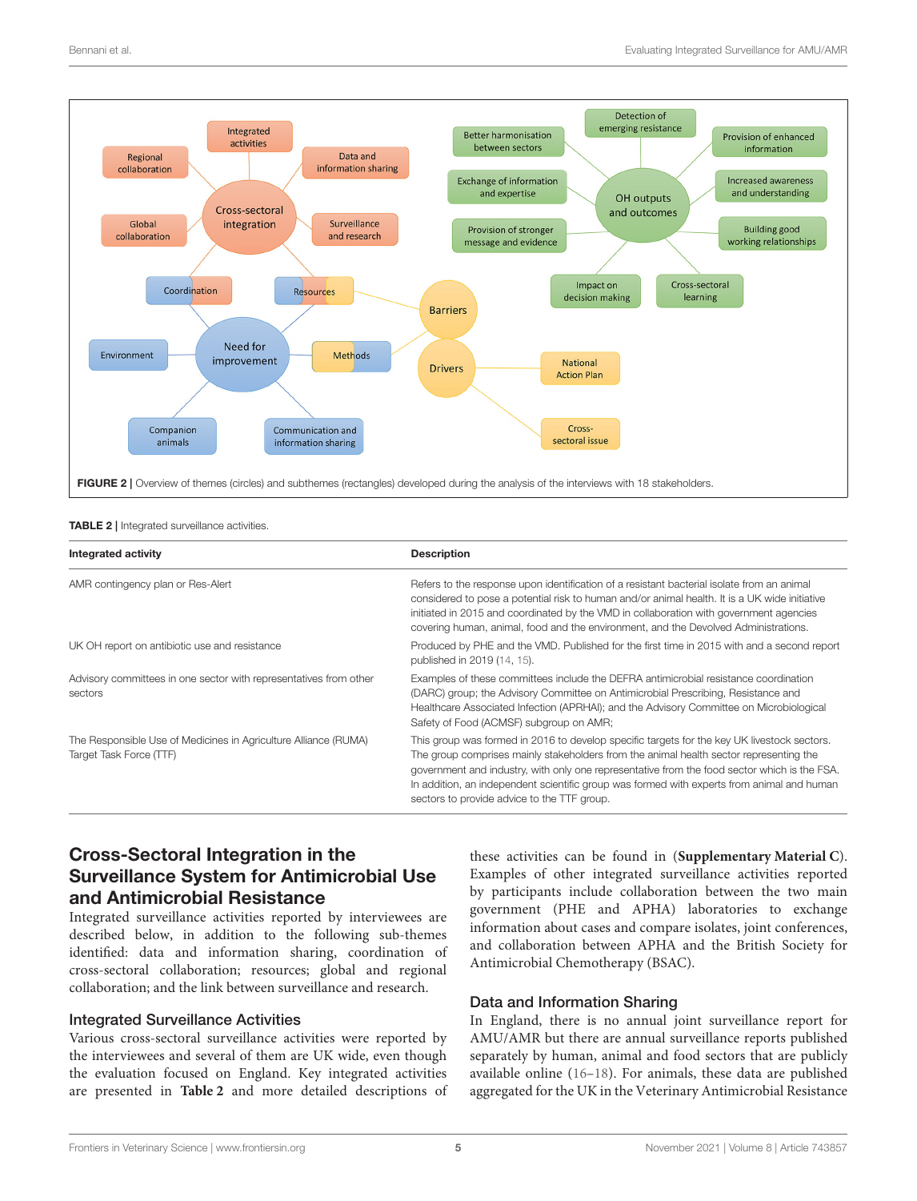FIGURE 2 | Overview of themes (circles) and subthemes (rectangles) developed during the analysis of the interviews with 18 stakeholders.

**TABLE 2** | Integrated surveillance activities.

| Integrated activity | Description |
|---|---|
| AMR contingency plan or Res-Alert | Refers to the response upon identification of a resistant bacterial isolate from an animal considered to pose a potential risk to human and/or animal health. It is a UK wide initiative initiated in 2015 and coordinated by the VMD in collaboration with government agencies covering human, animal, food and the environment, and the Devolved Administrations. |
| UK OH report on antibiotic use and resistance | Produced by PHE and the VMD. Published for the first time in 2015 with and a second report published in 2019 (14, 15). |
| Advisory committees in one sector with representatives from other sectors | Examples of these committees include the DEFRA antimicrobial resistance coordination (DARC) group; the Advisory Committee on Antimicrobial Prescribing, Resistance and Healthcare Associated Infection (APRHAI); and the Advisory Committee on Microbiological Safety of Food (ACMSF) subgroup on AMR; |
| The Responsible Use of Medicines in Agriculture Alliance (RUMA) Target Task Force (TTF) | This group was formed in 2016 to develop specific targets for the key UK livestock sectors. The group comprises mainly stakeholders from the animal health sector representing the government and industry, with only one representative from the food sector which is the FSA. In addition, an independent scientific group was formed with experts from animal and human sectors to provide advice to the TTF group. |

## Cross-Sectoral Integration in the Surveillance System for Antimicrobial Use and Antimicrobial Resistance

Integrated surveillance activities reported by interviewees are described below, in addition to the following sub-themes identified: data and information sharing, coordination of cross-sectoral collaboration; resources; global and regional collaboration; and the link between surveillance and research.

### Integrated Surveillance Activities

Various cross-sectoral surveillance activities were reported by the interviewees and several of them are UK wide, even though the evaluation focused on England. Key integrated activities are presented in **Table 2** and more detailed descriptions of these activities can be found in (**Supplementary Material C**). Examples of other integrated surveillance activities reported by participants include collaboration between the two main government (PHE and APHA) laboratories to exchange information about cases and compare isolates, joint conferences, and collaboration between APHA and the British Society for Antimicrobial Chemotherapy (BSAC).

### Data and Information Sharing

In England, there is no annual joint surveillance report for AMU/AMR but there are annual surveillance reports published separately by human, animal and food sectors that are publicly available online (16–18). For animals, these data are published aggregated for the UK in the Veterinary Antimicrobial Resistance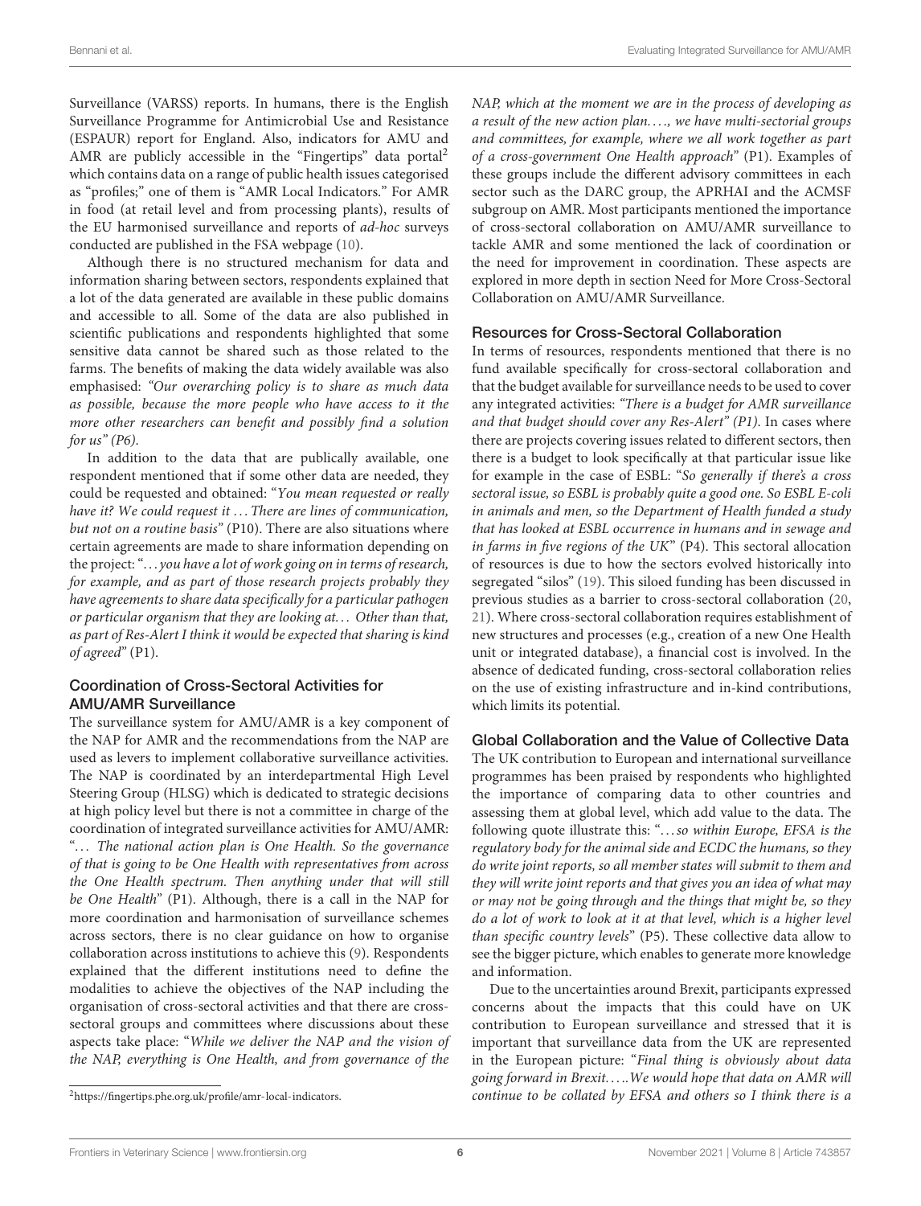Surveillance (VARSS) reports. In humans, there is the English Surveillance Programme for Antimicrobial Use and Resistance (ESPAUR) report for England. Also, indicators for AMU and AMR are publicly accessible in the "Fingertips" data portal[2] which contains data on a range of public health issues categorised as "profiles;" one of them is "AMR Local Indicators." For AMR in food (at retail level and from processing plants), results of the EU harmonised surveillance and reports of *ad-hoc* surveys conducted are published in the FSA webpage (10).

Although there is no structured mechanism for data and information sharing between sectors, respondents explained that a lot of the data generated are available in these public domains and accessible to all. Some of the data are also published in scientific publications and respondents highlighted that some sensitive data cannot be shared such as those related to the farms. The benefits of making the data widely available was also emphasised: *"Our overarching policy is to share as much data as possible, because the more people who have access to it the more other researchers can benefit and possibly find a solution for us" (P6)*.

In addition to the data that are publically available, one respondent mentioned that if some other data are needed, they could be requested and obtained: "*You mean requested or really have it? We could request it* ... *There are lines of communication, but not on a routine basis*" (P10). There are also situations where certain agreements are made to share information depending on the project: "... *you have a lot of work going on in terms of research, for example, and as part of those research projects probably they have agreements to share data specifically for a particular pathogen or particular organism that they are looking at*... *Other than that, as part of Res-Alert I think it would be expected that sharing is kind of agreed*" (P1).

### Coordination of Cross-Sectoral Activities for AMU/AMR Surveillance

The surveillance system for AMU/AMR is a key component of the NAP for AMR and the recommendations from the NAP are used as levers to implement collaborative surveillance activities. The NAP is coordinated by an interdepartmental High Level Steering Group (HLSG) which is dedicated to strategic decisions at high policy level but there is not a committee in charge of the coordination of integrated surveillance activities for AMU/AMR: "... *The national action plan is One Health. So the governance of that is going to be One Health with representatives from across the One Health spectrum. Then anything under that will still be One Health*" (P1). Although, there is a call in the NAP for more coordination and harmonisation of surveillance schemes across sectors, there is no clear guidance on how to organise collaboration across institutions to achieve this (9). Respondents explained that the different institutions need to define the modalities to achieve the objectives of the NAP including the organisation of cross-sectoral activities and that there are cross-sectoral groups and committees where discussions about these aspects take place: "*While we deliver the NAP and the vision of the NAP, everything is One Health, and from governance of the NAP, which at the moment we are in the process of developing as a result of the new action plan*...., *we have multi-sectorial groups and committees, for example, where we all work together as part of a cross-government One Health approach*" (P1). Examples of these groups include the different advisory committees in each sector such as the DARC group, the APRHAI and the ACMSF subgroup on AMR. Most participants mentioned the importance of cross-sectoral collaboration on AMU/AMR surveillance to tackle AMR and some mentioned the lack of coordination or the need for improvement in coordination. These aspects are explored in more depth in section Need for More Cross-Sectoral Collaboration on AMU/AMR Surveillance.

### Resources for Cross-Sectoral Collaboration

In terms of resources, respondents mentioned that there is no fund available specifically for cross-sectoral collaboration and that the budget available for surveillance needs to be used to cover any integrated activities: *"There is a budget for AMR surveillance and that budget should cover any Res-Alert" (P1)*. In cases where there are projects covering issues related to different sectors, then there is a budget to look specifically at that particular issue like for example in the case of ESBL: "*So generally if there's a cross sectoral issue, so ESBL is probably quite a good one. So ESBL E-coli in animals and men, so the Department of Health funded a study that has looked at ESBL occurrence in humans and in sewage and in farms in five regions of the UK*" (P4). This sectoral allocation of resources is due to how the sectors evolved historically into segregated "silos" (19). This siloed funding has been discussed in previous studies as a barrier to cross-sectoral collaboration (20, 21). Where cross-sectoral collaboration requires establishment of new structures and processes (e.g., creation of a new One Health unit or integrated database), a financial cost is involved. In the absence of dedicated funding, cross-sectoral collaboration relies on the use of existing infrastructure and in-kind contributions, which limits its potential.

### Global Collaboration and the Value of Collective Data

The UK contribution to European and international surveillance programmes has been praised by respondents who highlighted the importance of comparing data to other countries and assessing them at global level, which add value to the data. The following quote illustrate this: "... *so within Europe, EFSA is the regulatory body for the animal side and ECDC the humans, so they do write joint reports, so all member states will submit to them and they will write joint reports and that gives you an idea of what may or may not be going through and the things that might be, so they do a lot of work to look at it at that level, which is a higher level than specific country levels*" (P5). These collective data allow to see the bigger picture, which enables to generate more knowledge and information.

Due to the uncertainties around Brexit, participants expressed concerns about the impacts that this could have on UK contribution to European surveillance and stressed that it is important that surveillance data from the UK are represented in the European picture: "*Final thing is obviously about data going forward in Brexit*.....*We would hope that data on AMR will continue to be collated by EFSA and others so I think there is a*

[2] https://fingertips.phe.org.uk/profile/amr-local-indicators.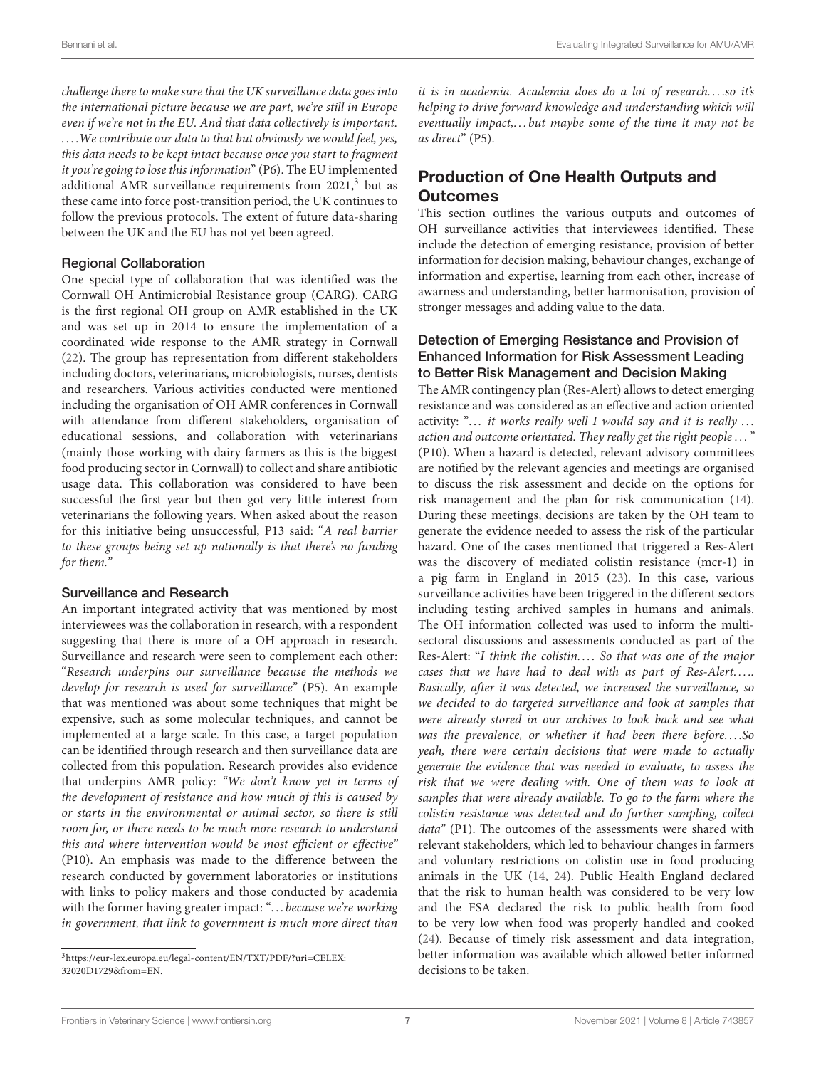*challenge there to make sure that the UK surveillance data goes into the international picture because we are part, we're still in Europe even if we're not in the EU. And that data collectively is important. ....We contribute our data to that but obviously we would feel, yes, this data needs to be kept intact because once you start to fragment it you're going to lose this information*" (P6). The EU implemented additional AMR surveillance requirements from 2021,[3] but as these came into force post-transition period, the UK continues to follow the previous protocols. The extent of future data-sharing between the UK and the EU has not yet been agreed.

### Regional Collaboration

One special type of collaboration that was identified was the Cornwall OH Antimicrobial Resistance group (CARG). CARG is the first regional OH group on AMR established in the UK and was set up in 2014 to ensure the implementation of a coordinated wide response to the AMR strategy in Cornwall (22). The group has representation from different stakeholders including doctors, veterinarians, microbiologists, nurses, dentists and researchers. Various activities conducted were mentioned including the organisation of OH AMR conferences in Cornwall with attendance from different stakeholders, organisation of educational sessions, and collaboration with veterinarians (mainly those working with dairy farmers as this is the biggest food producing sector in Cornwall) to collect and share antibiotic usage data. This collaboration was considered to have been successful the first year but then got very little interest from veterinarians the following years. When asked about the reason for this initiative being unsuccessful, P13 said: "*A real barrier to these groups being set up nationally is that there's no funding for them.*"

### Surveillance and Research

An important integrated activity that was mentioned by most interviewees was the collaboration in research, with a respondent suggesting that there is more of a OH approach in research. Surveillance and research were seen to complement each other: "*Research underpins our surveillance because the methods we develop for research is used for surveillance*" (P5). An example that was mentioned was about some techniques that might be expensive, such as some molecular techniques, and cannot be implemented at a large scale. In this case, a target population can be identified through research and then surveillance data are collected from this population. Research provides also evidence that underpins AMR policy: "*We don't know yet in terms of the development of resistance and how much of this is caused by or starts in the environmental or animal sector, so there is still room for, or there needs to be much more research to understand this and where intervention would be most efficient or effective*" (P10). An emphasis was made to the difference between the research conducted by government laboratories or institutions with links to policy makers and those conducted by academia with the former having greater impact: "*...because we're working in government, that link to government is much more direct than it is in academia. Academia does do a lot of research....so it's helping to drive forward knowledge and understanding which will eventually impact,...but maybe some of the time it may not be as direct*" (P5).

## Production of One Health Outputs and Outcomes

This section outlines the various outputs and outcomes of OH surveillance activities that interviewees identified. These include the detection of emerging resistance, provision of better information for decision making, behaviour changes, exchange of information and expertise, learning from each other, increase of awarness and understanding, better harmonisation, provision of stronger messages and adding value to the data.

### Detection of Emerging Resistance and Provision of Enhanced Information for Risk Assessment Leading to Better Risk Management and Decision Making

The AMR contingency plan (Res-Alert) allows to detect emerging resistance and was considered as an effective and action oriented activity: "*... it works really well I would say and it is really ... action and outcome orientated. They really get the right people ...*" (P10). When a hazard is detected, relevant advisory committees are notified by the relevant agencies and meetings are organised to discuss the risk assessment and decide on the options for risk management and the plan for risk communication (14). During these meetings, decisions are taken by the OH team to generate the evidence needed to assess the risk of the particular hazard. One of the cases mentioned that triggered a Res-Alert was the discovery of mediated colistin resistance (mcr-1) in a pig farm in England in 2015 (23). In this case, various surveillance activities have been triggered in the different sectors including testing archived samples in humans and animals. The OH information collected was used to inform the multi-sectoral discussions and assessments conducted as part of the Res-Alert: "*I think the colistin.... So that was one of the major cases that we have had to deal with as part of Res-Alert..... Basically, after it was detected, we increased the surveillance, so we decided to do targeted surveillance and look at samples that were already stored in our archives to look back and see what was the prevalence, or whether it had been there before....So yeah, there were certain decisions that were made to actually generate the evidence that was needed to evaluate, to assess the risk that we were dealing with. One of them was to look at samples that were already available. To go to the farm where the colistin resistance was detected and do further sampling, collect data*" (P1). The outcomes of the assessments were shared with relevant stakeholders, which led to behaviour changes in farmers and voluntary restrictions on colistin use in food producing animals in the UK (14, 24). Public Health England declared that the risk to human health was considered to be very low and the FSA declared the risk to public health from food to be very low when food was properly handled and cooked (24). Because of timely risk assessment and data integration, better information was available which allowed better informed decisions to be taken.

[3] https://eur-lex.europa.eu/legal-content/EN/TXT/PDF/?uri=CELEX:32020D1729&from=EN.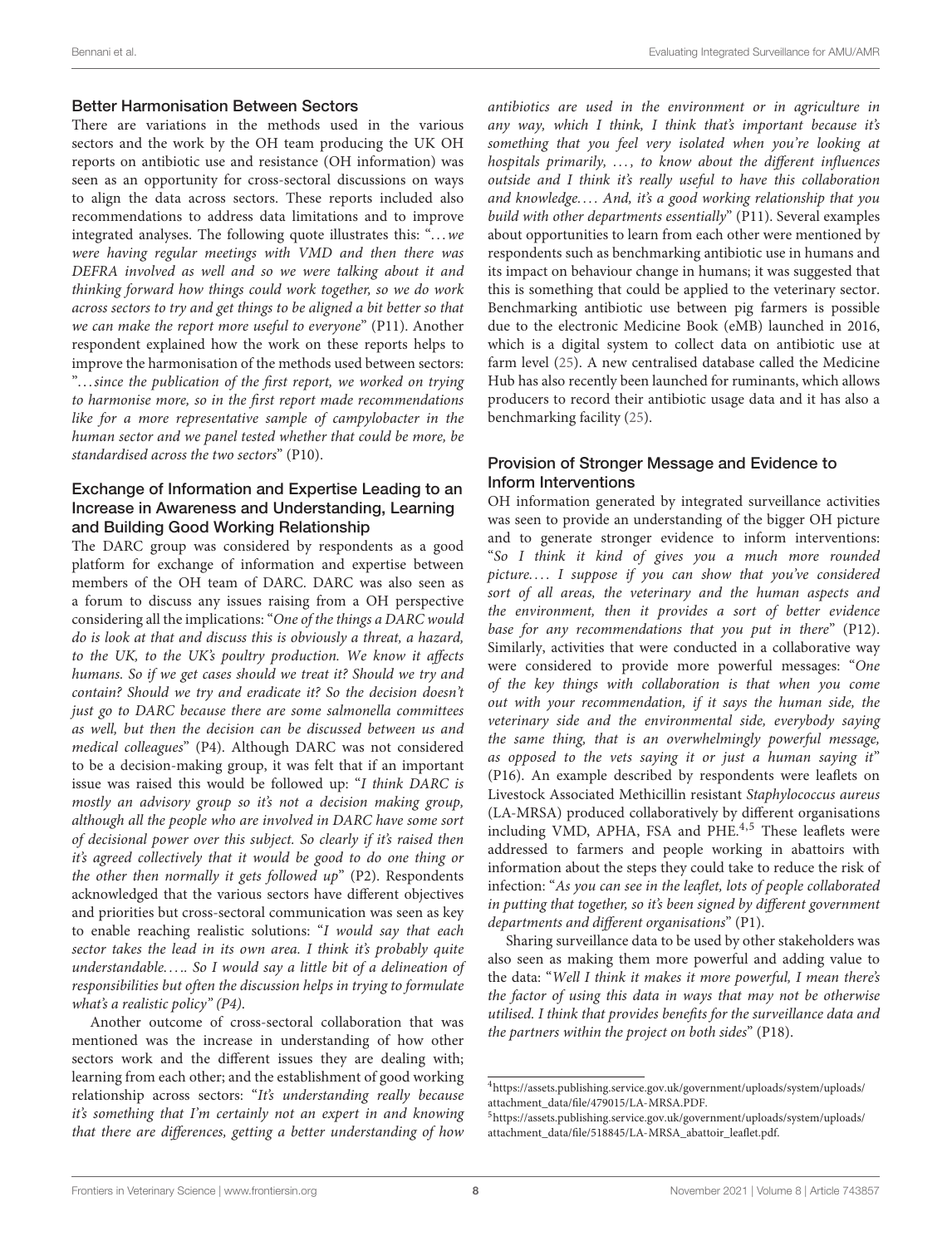### Better Harmonisation Between Sectors

There are variations in the methods used in the various sectors and the work by the OH team producing the UK OH reports on antibiotic use and resistance (OH information) was seen as an opportunity for cross-sectoral discussions on ways to align the data across sectors. These reports included also recommendations to address data limitations and to improve integrated analyses. The following quote illustrates this: "*...we were having regular meetings with VMD and then there was DEFRA involved as well and so we were talking about it and thinking forward how things could work together, so we do work across sectors to try and get things to be aligned a bit better so that we can make the report more useful to everyone*" (P11). Another respondent explained how the work on these reports helps to improve the harmonisation of the methods used between sectors: "*...since the publication of the first report, we worked on trying to harmonise more, so in the first report made recommendations like for a more representative sample of campylobacter in the human sector and we panel tested whether that could be more, be standardised across the two sectors*" (P10).

### Exchange of Information and Expertise Leading to an Increase in Awareness and Understanding, Learning and Building Good Working Relationship

The DARC group was considered by respondents as a good platform for exchange of information and expertise between members of the OH team of DARC. DARC was also seen as a forum to discuss any issues raising from a OH perspective considering all the implications: "*One of the things a DARC would do is look at that and discuss this is obviously a threat, a hazard, to the UK, to the UK's poultry production. We know it affects humans. So if we get cases should we treat it? Should we try and contain? Should we try and eradicate it? So the decision doesn't just go to DARC because there are some salmonella committees as well, but then the decision can be discussed between us and medical colleagues*" (P4). Although DARC was not considered to be a decision-making group, it was felt that if an important issue was raised this would be followed up: "*I think DARC is mostly an advisory group so it's not a decision making group, although all the people who are involved in DARC have some sort of decisional power over this subject. So clearly if it's raised then it's agreed collectively that it would be good to do one thing or the other then normally it gets followed up*" (P2). Respondents acknowledged that the various sectors have different objectives and priorities but cross-sectoral communication was seen as key to enable reaching realistic solutions: "*I would say that each sector takes the lead in its own area. I think it's probably quite understandable..... So I would say a little bit of a delineation of responsibilities but often the discussion helps in trying to formulate what's a realistic policy" (P4).*

Another outcome of cross-sectoral collaboration that was mentioned was the increase in understanding of how other sectors work and the different issues they are dealing with; learning from each other; and the establishment of good working relationship across sectors: "*It's understanding really because it's something that I'm certainly not an expert in and knowing that there are differences, getting a better understanding of how antibiotics are used in the environment or in agriculture in any way, which I think, I think that's important because it's something that you feel very isolated when you're looking at hospitals primarily, ..., to know about the different influences outside and I think it's really useful to have this collaboration and knowledge.... And, it's a good working relationship that you build with other departments essentially*" (P11). Several examples about opportunities to learn from each other were mentioned by respondents such as benchmarking antibiotic use in humans and its impact on behaviour change in humans; it was suggested that this is something that could be applied to the veterinary sector. Benchmarking antibiotic use between pig farmers is possible due to the electronic Medicine Book (eMB) launched in 2016, which is a digital system to collect data on antibiotic use at farm level (25). A new centralised database called the Medicine Hub has also recently been launched for ruminants, which allows producers to record their antibiotic usage data and it has also a benchmarking facility (25).

### Provision of Stronger Message and Evidence to Inform Interventions

OH information generated by integrated surveillance activities was seen to provide an understanding of the bigger OH picture and to generate stronger evidence to inform interventions: "*So I think it kind of gives you a much more rounded picture.... I suppose if you can show that you've considered sort of all areas, the veterinary and the human aspects and the environment, then it provides a sort of better evidence base for any recommendations that you put in there*" (P12). Similarly, activities that were conducted in a collaborative way were considered to provide more powerful messages: "*One of the key things with collaboration is that when you come out with your recommendation, if it says the human side, the veterinary side and the environmental side, everybody saying the same thing, that is an overwhelmingly powerful message, as opposed to the vets saying it or just a human saying it*" (P16). An example described by respondents were leaflets on Livestock Associated Methicillin resistant *Staphylococcus aureus* (LA-MRSA) produced collaboratively by different organisations including VMD, APHA, FSA and PHE.[4,5] These leaflets were addressed to farmers and people working in abattoirs with information about the steps they could take to reduce the risk of infection: "*As you can see in the leaflet, lots of people collaborated in putting that together, so it's been signed by different government departments and different organisations*" (P1).

Sharing surveillance data to be used by other stakeholders was also seen as making them more powerful and adding value to the data: "*Well I think it makes it more powerful, I mean there's the factor of using this data in ways that may not be otherwise utilised. I think that provides benefits for the surveillance data and the partners within the project on both sides*" (P18).

[4]https://assets.publishing.service.gov.uk/government/uploads/system/uploads/attachment_data/file/479015/LA-MRSA.PDF.

[5]https://assets.publishing.service.gov.uk/government/uploads/system/uploads/attachment_data/file/518845/LA-MRSA_abattoir_leaflet.pdf.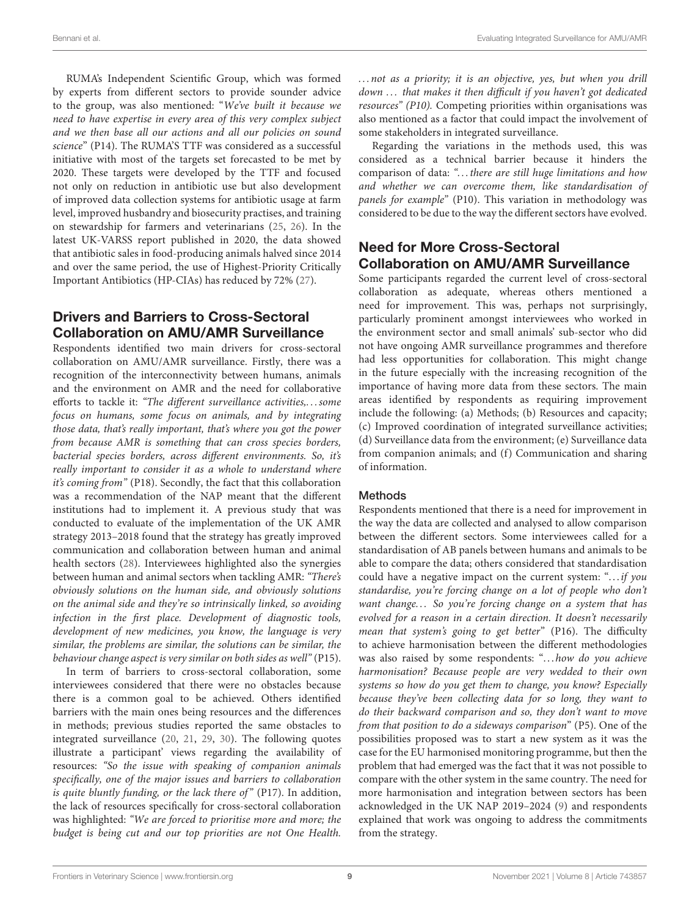RUMA's Independent Scientific Group, which was formed by experts from different sectors to provide sounder advice to the group, was also mentioned: "*We've built it because we need to have expertise in every area of this very complex subject and we then base all our actions and all our policies on sound science*" (P14). The RUMA'S TTF was considered as a successful initiative with most of the targets set forecasted to be met by 2020. These targets were developed by the TTF and focused not only on reduction in antibiotic use but also development of improved data collection systems for antibiotic usage at farm level, improved husbandry and biosecurity practises, and training on stewardship for farmers and veterinarians (25, 26). In the latest UK-VARSS report published in 2020, the data showed that antibiotic sales in food-producing animals halved since 2014 and over the same period, the use of Highest-Priority Critically Important Antibiotics (HP-CIAs) has reduced by 72% (27).

## Drivers and Barriers to Cross-Sectoral Collaboration on AMU/AMR Surveillance

Respondents identified two main drivers for cross-sectoral collaboration on AMU/AMR surveillance. Firstly, there was a recognition of the interconnectivity between humans, animals and the environment on AMR and the need for collaborative efforts to tackle it: *"The different surveillance activities,… some focus on humans, some focus on animals, and by integrating those data, that's really important, that's where you got the power from because AMR is something that can cross species borders, bacterial species borders, across different environments. So, it's really important to consider it as a whole to understand where it's coming from"* (P18). Secondly, the fact that this collaboration was a recommendation of the NAP meant that the different institutions had to implement it. A previous study that was conducted to evaluate of the implementation of the UK AMR strategy 2013–2018 found that the strategy has greatly improved communication and collaboration between human and animal health sectors (28). Interviewees highlighted also the synergies between human and animal sectors when tackling AMR: *"There's obviously solutions on the human side, and obviously solutions on the animal side and they're so intrinsically linked, so avoiding infection in the first place. Development of diagnostic tools, development of new medicines, you know, the language is very similar, the problems are similar, the solutions can be similar, the behaviour change aspect is very similar on both sides as well"* (P15).

In term of barriers to cross-sectoral collaboration, some interviewees considered that there were no obstacles because there is a common goal to be achieved. Others identified barriers with the main ones being resources and the differences in methods; previous studies reported the same obstacles to integrated surveillance (20, 21, 29, 30). The following quotes illustrate a participant' views regarding the availability of resources: *"So the issue with speaking of companion animals specifically, one of the major issues and barriers to collaboration is quite bluntly funding, or the lack there of"* (P17). In addition, the lack of resources specifically for cross-sectoral collaboration was highlighted: *"We are forced to prioritise more and more; the budget is being cut and our top priorities are not One Health. … not as a priority; it is an objective, yes, but when you drill down … that makes it then difficult if you haven't got dedicated resources" (P10).* Competing priorities within organisations was also mentioned as a factor that could impact the involvement of some stakeholders in integrated surveillance.

Regarding the variations in the methods used, this was considered as a technical barrier because it hinders the comparison of data: *"… there are still huge limitations and how and whether we can overcome them, like standardisation of panels for example"* (P10). This variation in methodology was considered to be due to the way the different sectors have evolved.

## Need for More Cross-Sectoral Collaboration on AMU/AMR Surveillance

Some participants regarded the current level of cross-sectoral collaboration as adequate, whereas others mentioned a need for improvement. This was, perhaps not surprisingly, particularly prominent amongst interviewees who worked in the environment sector and small animals' sub-sector who did not have ongoing AMR surveillance programmes and therefore had less opportunities for collaboration. This might change in the future especially with the increasing recognition of the importance of having more data from these sectors. The main areas identified by respondents as requiring improvement include the following: (a) Methods; (b) Resources and capacity; (c) Improved coordination of integrated surveillance activities; (d) Surveillance data from the environment; (e) Surveillance data from companion animals; and (f) Communication and sharing of information.

### Methods

Respondents mentioned that there is a need for improvement in the way the data are collected and analysed to allow comparison between the different sectors. Some interviewees called for a standardisation of AB panels between humans and animals to be able to compare the data; others considered that standardisation could have a negative impact on the current system: "*… if you standardise, you're forcing change on a lot of people who don't want change… So you're forcing change on a system that has evolved for a reason in a certain direction. It doesn't necessarily mean that system's going to get better*" (P16). The difficulty to achieve harmonisation between the different methodologies was also raised by some respondents: "*… how do you achieve harmonisation? Because people are very wedded to their own systems so how do you get them to change, you know? Especially because they've been collecting data for so long, they want to do their backward comparison and so, they don't want to move from that position to do a sideways comparison*" (P5). One of the possibilities proposed was to start a new system as it was the case for the EU harmonised monitoring programme, but then the problem that had emerged was the fact that it was not possible to compare with the other system in the same country. The need for more harmonisation and integration between sectors has been acknowledged in the UK NAP 2019–2024 (9) and respondents explained that work was ongoing to address the commitments from the strategy.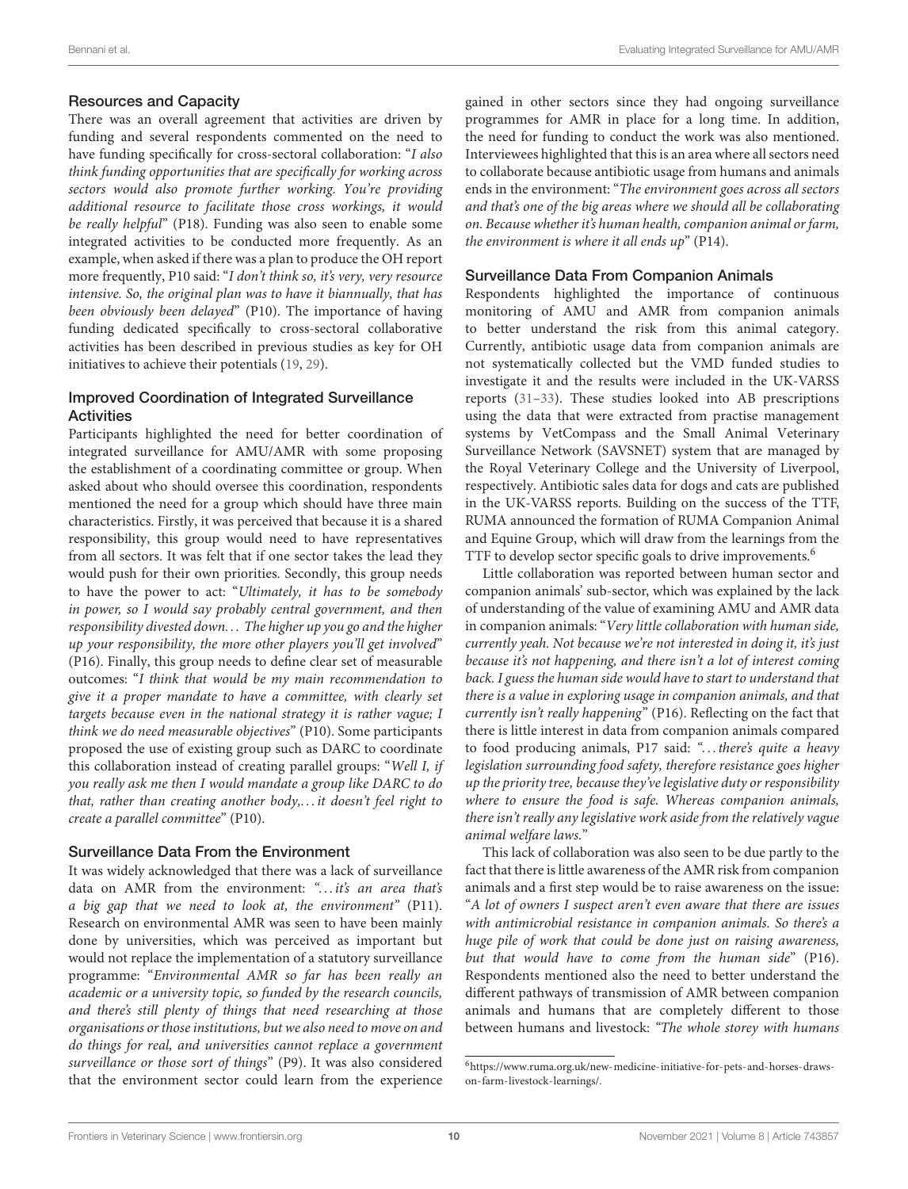### Resources and Capacity

There was an overall agreement that activities are driven by funding and several respondents commented on the need to have funding specifically for cross-sectoral collaboration: "*I also think funding opportunities that are specifically for working across sectors would also promote further working. You're providing additional resource to facilitate those cross workings, it would be really helpful*" (P18). Funding was also seen to enable some integrated activities to be conducted more frequently. As an example, when asked if there was a plan to produce the OH report more frequently, P10 said: "*I don't think so, it's very, very resource intensive. So, the original plan was to have it biannually, that has been obviously been delayed*" (P10). The importance of having funding dedicated specifically to cross-sectoral collaborative activities has been described in previous studies as key for OH initiatives to achieve their potentials (19, 29).

### Improved Coordination of Integrated Surveillance Activities

Participants highlighted the need for better coordination of integrated surveillance for AMU/AMR with some proposing the establishment of a coordinating committee or group. When asked about who should oversee this coordination, respondents mentioned the need for a group which should have three main characteristics. Firstly, it was perceived that because it is a shared responsibility, this group would need to have representatives from all sectors. It was felt that if one sector takes the lead they would push for their own priorities. Secondly, this group needs to have the power to act: "*Ultimately, it has to be somebody in power, so I would say probably central government, and then responsibility divested down… The higher up you go and the higher up your responsibility, the more other players you'll get involved*" (P16). Finally, this group needs to define clear set of measurable outcomes: "*I think that would be my main recommendation to give it a proper mandate to have a committee, with clearly set targets because even in the national strategy it is rather vague; I think we do need measurable objectives*" (P10). Some participants proposed the use of existing group such as DARC to coordinate this collaboration instead of creating parallel groups: "*Well I, if you really ask me then I would mandate a group like DARC to do that, rather than creating another body,… it doesn't feel right to create a parallel committee*" (P10).

### Surveillance Data From the Environment

It was widely acknowledged that there was a lack of surveillance data on AMR from the environment: "*…it's an area that's a big gap that we need to look at, the environment*" (P11). Research on environmental AMR was seen to have been mainly done by universities, which was perceived as important but would not replace the implementation of a statutory surveillance programme: "*Environmental AMR so far has been really an academic or a university topic, so funded by the research councils, and there's still plenty of things that need researching at those organisations or those institutions, but we also need to move on and do things for real, and universities cannot replace a government surveillance or those sort of things*" (P9). It was also considered that the environment sector could learn from the experience gained in other sectors since they had ongoing surveillance programmes for AMR in place for a long time. In addition, the need for funding to conduct the work was also mentioned. Interviewees highlighted that this is an area where all sectors need to collaborate because antibiotic usage from humans and animals ends in the environment: "*The environment goes across all sectors and that's one of the big areas where we should all be collaborating on. Because whether it's human health, companion animal or farm, the environment is where it all ends up*" (P14).

### Surveillance Data From Companion Animals

Respondents highlighted the importance of continuous monitoring of AMU and AMR from companion animals to better understand the risk from this animal category. Currently, antibiotic usage data from companion animals are not systematically collected but the VMD funded studies to investigate it and the results were included in the UK-VARSS reports (31–33). These studies looked into AB prescriptions using the data that were extracted from practise management systems by VetCompass and the Small Animal Veterinary Surveillance Network (SAVSNET) system that are managed by the Royal Veterinary College and the University of Liverpool, respectively. Antibiotic sales data for dogs and cats are published in the UK-VARSS reports. Building on the success of the TTF, RUMA announced the formation of RUMA Companion Animal and Equine Group, which will draw from the learnings from the TTF to develop sector specific goals to drive improvements.[6]

Little collaboration was reported between human sector and companion animals' sub-sector, which was explained by the lack of understanding of the value of examining AMU and AMR data in companion animals: "*Very little collaboration with human side, currently yeah. Not because we're not interested in doing it, it's just because it's not happening, and there isn't a lot of interest coming back. I guess the human side would have to start to understand that there is a value in exploring usage in companion animals, and that currently isn't really happening*" (P16). Reflecting on the fact that there is little interest in data from companion animals compared to food producing animals, P17 said: "*…there's quite a heavy legislation surrounding food safety, therefore resistance goes higher up the priority tree, because they've legislative duty or responsibility where to ensure the food is safe. Whereas companion animals, there isn't really any legislative work aside from the relatively vague animal welfare laws.*"

This lack of collaboration was also seen to be due partly to the fact that there is little awareness of the AMR risk from companion animals and a first step would be to raise awareness on the issue: "*A lot of owners I suspect aren't even aware that there are issues with antimicrobial resistance in companion animals. So there's a huge pile of work that could be done just on raising awareness, but that would have to come from the human side*" (P16). Respondents mentioned also the need to better understand the different pathways of transmission of AMR between companion animals and humans that are completely different to those between humans and livestock: "*The whole storey with humans*

[6] https://www.ruma.org.uk/new-medicine-initiative-for-pets-and-horses-draws-on-farm-livestock-learnings/.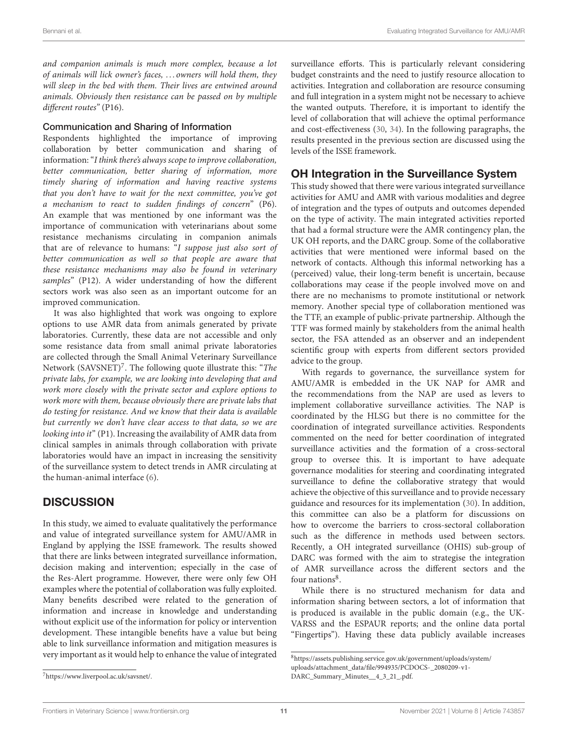*and companion animals is much more complex, because a lot of animals will lick owner's faces, ... owners will hold them, they will sleep in the bed with them. Their lives are entwined around animals. Obviously then resistance can be passed on by multiple different routes*" (P16).

### Communication and Sharing of Information

Respondents highlighted the importance of improving collaboration by better communication and sharing of information: "*I think there's always scope to improve collaboration, better communication, better sharing of information, more timely sharing of information and having reactive systems that you don't have to wait for the next committee, you've got a mechanism to react to sudden findings of concern*" (P6). An example that was mentioned by one informant was the importance of communication with veterinarians about some resistance mechanisms circulating in companion animals that are of relevance to humans: "*I suppose just also sort of better communication as well so that people are aware that these resistance mechanisms may also be found in veterinary samples*" (P12). A wider understanding of how the different sectors work was also seen as an important outcome for an improved communication.

It was also highlighted that work was ongoing to explore options to use AMR data from animals generated by private laboratories. Currently, these data are not accessible and only some resistance data from small animal private laboratories are collected through the Small Animal Veterinary Surveillance Network (SAVSNET)[7]. The following quote illustrate this: "*The private labs, for example, we are looking into developing that and work more closely with the private sector and explore options to work more with them, because obviously there are private labs that do testing for resistance. And we know that their data is available but currently we don't have clear access to that data, so we are looking into it*" (P1). Increasing the availability of AMR data from clinical samples in animals through collaboration with private laboratories would have an impact in increasing the sensitivity of the surveillance system to detect trends in AMR circulating at the human-animal interface (6).

## DISCUSSION

In this study, we aimed to evaluate qualitatively the performance and value of integrated surveillance system for AMU/AMR in England by applying the ISSE framework. The results showed that there are links between integrated surveillance information, decision making and intervention; especially in the case of the Res-Alert programme. However, there were only few OH examples where the potential of collaboration was fully exploited. Many benefits described were related to the generation of information and increase in knowledge and understanding without explicit use of the information for policy or intervention development. These intangible benefits have a value but being able to link surveillance information and mitigation measures is very important as it would help to enhance the value of integrated surveillance efforts. This is particularly relevant considering budget constraints and the need to justify resource allocation to activities. Integration and collaboration are resource consuming and full integration in a system might not be necessary to achieve the wanted outputs. Therefore, it is important to identify the level of collaboration that will achieve the optimal performance and cost-effectiveness (30, 34). In the following paragraphs, the results presented in the previous section are discussed using the levels of the ISSE framework.

## OH Integration in the Surveillance System

This study showed that there were various integrated surveillance activities for AMU and AMR with various modalities and degree of integration and the types of outputs and outcomes depended on the type of activity. The main integrated activities reported that had a formal structure were the AMR contingency plan, the UK OH reports, and the DARC group. Some of the collaborative activities that were mentioned were informal based on the network of contacts. Although this informal networking has a (perceived) value, their long-term benefit is uncertain, because collaborations may cease if the people involved move on and there are no mechanisms to promote institutional or network memory. Another special type of collaboration mentioned was the TTF, an example of public-private partnership. Although the TTF was formed mainly by stakeholders from the animal health sector, the FSA attended as an observer and an independent scientific group with experts from different sectors provided advice to the group.

With regards to governance, the surveillance system for AMU/AMR is embedded in the UK NAP for AMR and the recommendations from the NAP are used as levers to implement collaborative surveillance activities. The NAP is coordinated by the HLSG but there is no committee for the coordination of integrated surveillance activities. Respondents commented on the need for better coordination of integrated surveillance activities and the formation of a cross-sectoral group to oversee this. It is important to have adequate governance modalities for steering and coordinating integrated surveillance to define the collaborative strategy that would achieve the objective of this surveillance and to provide necessary guidance and resources for its implementation (30). In addition, this committee can also be a platform for discussions on how to overcome the barriers to cross-sectoral collaboration such as the difference in methods used between sectors. Recently, a OH integrated surveillance (OHIS) sub-group of DARC was formed with the aim to strategise the integration of AMR surveillance across the different sectors and the four nations[8].

While there is no structured mechanism for data and information sharing between sectors, a lot of information that is produced is available in the public domain (e.g., the UK-VARSS and the ESPAUR reports; and the online data portal "Fingertips"). Having these data publicly available increases

[7] https://www.liverpool.ac.uk/savsnet/.

[8] https://assets.publishing.service.gov.uk/government/uploads/system/uploads/attachment_data/file/994935/PCDOCS-_2080209-v1-DARC_Summary_Minutes__4_3_21_.pdf.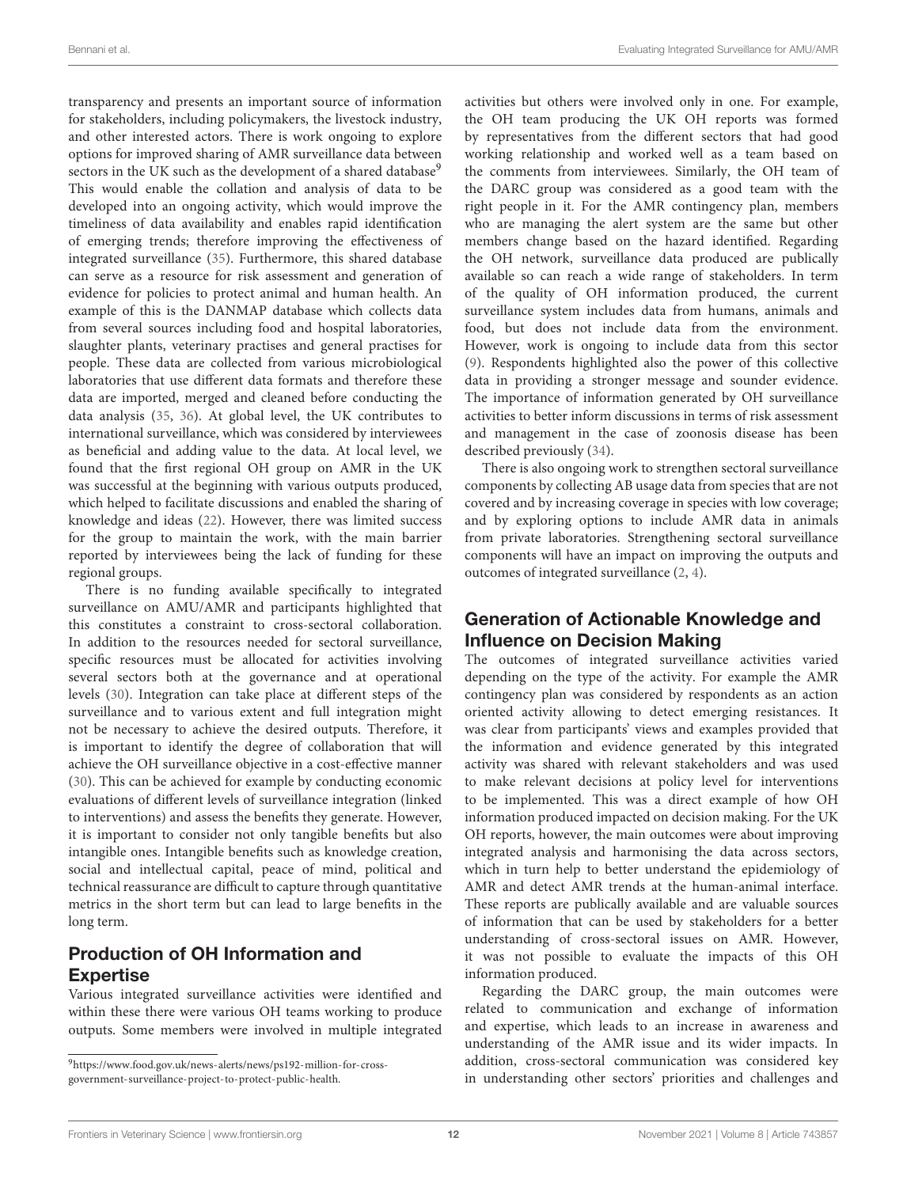transparency and presents an important source of information for stakeholders, including policymakers, the livestock industry, and other interested actors. There is work ongoing to explore options for improved sharing of AMR surveillance data between sectors in the UK such as the development of a shared database[9] This would enable the collation and analysis of data to be developed into an ongoing activity, which would improve the timeliness of data availability and enables rapid identification of emerging trends; therefore improving the effectiveness of integrated surveillance (35). Furthermore, this shared database can serve as a resource for risk assessment and generation of evidence for policies to protect animal and human health. An example of this is the DANMAP database which collects data from several sources including food and hospital laboratories, slaughter plants, veterinary practises and general practises for people. These data are collected from various microbiological laboratories that use different data formats and therefore these data are imported, merged and cleaned before conducting the data analysis (35, 36). At global level, the UK contributes to international surveillance, which was considered by interviewees as beneficial and adding value to the data. At local level, we found that the first regional OH group on AMR in the UK was successful at the beginning with various outputs produced, which helped to facilitate discussions and enabled the sharing of knowledge and ideas (22). However, there was limited success for the group to maintain the work, with the main barrier reported by interviewees being the lack of funding for these regional groups.

There is no funding available specifically to integrated surveillance on AMU/AMR and participants highlighted that this constitutes a constraint to cross-sectoral collaboration. In addition to the resources needed for sectoral surveillance, specific resources must be allocated for activities involving several sectors both at the governance and at operational levels (30). Integration can take place at different steps of the surveillance and to various extent and full integration might not be necessary to achieve the desired outputs. Therefore, it is important to identify the degree of collaboration that will achieve the OH surveillance objective in a cost-effective manner (30). This can be achieved for example by conducting economic evaluations of different levels of surveillance integration (linked to interventions) and assess the benefits they generate. However, it is important to consider not only tangible benefits but also intangible ones. Intangible benefits such as knowledge creation, social and intellectual capital, peace of mind, political and technical reassurance are difficult to capture through quantitative metrics in the short term but can lead to large benefits in the long term.

## Production of OH Information and Expertise

Various integrated surveillance activities were identified and within these there were various OH teams working to produce outputs. Some members were involved in multiple integrated activities but others were involved only in one. For example, the OH team producing the UK OH reports was formed by representatives from the different sectors that had good working relationship and worked well as a team based on the comments from interviewees. Similarly, the OH team of the DARC group was considered as a good team with the right people in it. For the AMR contingency plan, members who are managing the alert system are the same but other members change based on the hazard identified. Regarding the OH network, surveillance data produced are publically available so can reach a wide range of stakeholders. In term of the quality of OH information produced, the current surveillance system includes data from humans, animals and food, but does not include data from the environment. However, work is ongoing to include data from this sector (9). Respondents highlighted also the power of this collective data in providing a stronger message and sounder evidence. The importance of information generated by OH surveillance activities to better inform discussions in terms of risk assessment and management in the case of zoonosis disease has been described previously (34).

There is also ongoing work to strengthen sectoral surveillance components by collecting AB usage data from species that are not covered and by increasing coverage in species with low coverage; and by exploring options to include AMR data in animals from private laboratories. Strengthening sectoral surveillance components will have an impact on improving the outputs and outcomes of integrated surveillance (2, 4).

## Generation of Actionable Knowledge and Influence on Decision Making

The outcomes of integrated surveillance activities varied depending on the type of the activity. For example the AMR contingency plan was considered by respondents as an action oriented activity allowing to detect emerging resistances. It was clear from participants' views and examples provided that the information and evidence generated by this integrated activity was shared with relevant stakeholders and was used to make relevant decisions at policy level for interventions to be implemented. This was a direct example of how OH information produced impacted on decision making. For the UK OH reports, however, the main outcomes were about improving integrated analysis and harmonising the data across sectors, which in turn help to better understand the epidemiology of AMR and detect AMR trends at the human-animal interface. These reports are publically available and are valuable sources of information that can be used by stakeholders for a better understanding of cross-sectoral issues on AMR. However, it was not possible to evaluate the impacts of this OH information produced.

Regarding the DARC group, the main outcomes were related to communication and exchange of information and expertise, which leads to an increase in awareness and understanding of the AMR issue and its wider impacts. In addition, cross-sectoral communication was considered key in understanding other sectors' priorities and challenges and

[9] https://www.food.gov.uk/news-alerts/news/ps192-million-for-cross-government-surveillance-project-to-protect-public-health.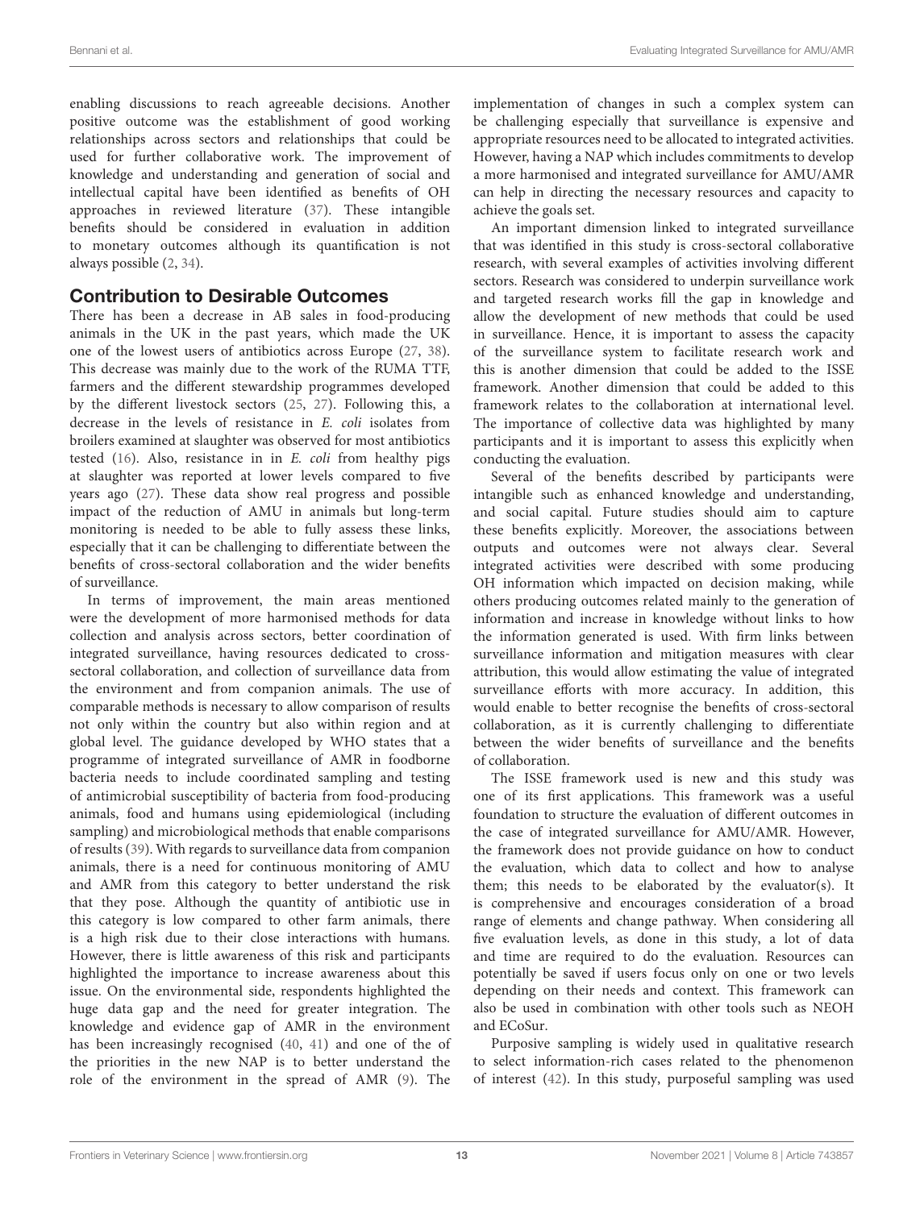enabling discussions to reach agreeable decisions. Another positive outcome was the establishment of good working relationships across sectors and relationships that could be used for further collaborative work. The improvement of knowledge and understanding and generation of social and intellectual capital have been identified as benefits of OH approaches in reviewed literature (37). These intangible benefits should be considered in evaluation in addition to monetary outcomes although its quantification is not always possible (2, 34).

## Contribution to Desirable Outcomes

There has been a decrease in AB sales in food-producing animals in the UK in the past years, which made the UK one of the lowest users of antibiotics across Europe (27, 38). This decrease was mainly due to the work of the RUMA TTF, farmers and the different stewardship programmes developed by the different livestock sectors (25, 27). Following this, a decrease in the levels of resistance in *E. coli* isolates from broilers examined at slaughter was observed for most antibiotics tested (16). Also, resistance in *E. coli* from healthy pigs at slaughter was reported at lower levels compared to five years ago (27). These data show real progress and possible impact of the reduction of AMU in animals but long-term monitoring is needed to be able to fully assess these links, especially that it can be challenging to differentiate between the benefits of cross-sectoral collaboration and the wider benefits of surveillance.

In terms of improvement, the main areas mentioned were the development of more harmonised methods for data collection and analysis across sectors, better coordination of integrated surveillance, having resources dedicated to cross-sectoral collaboration, and collection of surveillance data from the environment and from companion animals. The use of comparable methods is necessary to allow comparison of results not only within the country but also within region and at global level. The guidance developed by WHO states that a programme of integrated surveillance of AMR in foodborne bacteria needs to include coordinated sampling and testing of antimicrobial susceptibility of bacteria from food-producing animals, food and humans using epidemiological (including sampling) and microbiological methods that enable comparisons of results (39). With regards to surveillance data from companion animals, there is a need for continuous monitoring of AMU and AMR from this category to better understand the risk that they pose. Although the quantity of antibiotic use in this category is low compared to other farm animals, there is a high risk due to their close interactions with humans. However, there is little awareness of this risk and participants highlighted the importance to increase awareness about this issue. On the environmental side, respondents highlighted the huge data gap and the need for greater integration. The knowledge and evidence gap of AMR in the environment has been increasingly recognised (40, 41) and one of the of the priorities in the new NAP is to better understand the role of the environment in the spread of AMR (9). The implementation of changes in such a complex system can be challenging especially that surveillance is expensive and appropriate resources need to be allocated to integrated activities. However, having a NAP which includes commitments to develop a more harmonised and integrated surveillance for AMU/AMR can help in directing the necessary resources and capacity to achieve the goals set.

An important dimension linked to integrated surveillance that was identified in this study is cross-sectoral collaborative research, with several examples of activities involving different sectors. Research was considered to underpin surveillance work and targeted research works fill the gap in knowledge and allow the development of new methods that could be used in surveillance. Hence, it is important to assess the capacity of the surveillance system to facilitate research work and this is another dimension that could be added to the ISSE framework. Another dimension that could be added to this framework relates to the collaboration at international level. The importance of collective data was highlighted by many participants and it is important to assess this explicitly when conducting the evaluation.

Several of the benefits described by participants were intangible such as enhanced knowledge and understanding, and social capital. Future studies should aim to capture these benefits explicitly. Moreover, the associations between outputs and outcomes were not always clear. Several integrated activities were described with some producing OH information which impacted on decision making, while others producing outcomes related mainly to the generation of information and increase in knowledge without links to how the information generated is used. With firm links between surveillance information and mitigation measures with clear attribution, this would allow estimating the value of integrated surveillance efforts with more accuracy. In addition, this would enable to better recognise the benefits of cross-sectoral collaboration, as it is currently challenging to differentiate between the wider benefits of surveillance and the benefits of collaboration.

The ISSE framework used is new and this study was one of its first applications. This framework was a useful foundation to structure the evaluation of different outcomes in the case of integrated surveillance for AMU/AMR. However, the framework does not provide guidance on how to conduct the evaluation, which data to collect and how to analyse them; this needs to be elaborated by the evaluator(s). It is comprehensive and encourages consideration of a broad range of elements and change pathway. When considering all five evaluation levels, as done in this study, a lot of data and time are required to do the evaluation. Resources can potentially be saved if users focus only on one or two levels depending on their needs and context. This framework can also be used in combination with other tools such as NEOH and ECoSur.

Purposive sampling is widely used in qualitative research to select information-rich cases related to the phenomenon of interest (42). In this study, purposeful sampling was used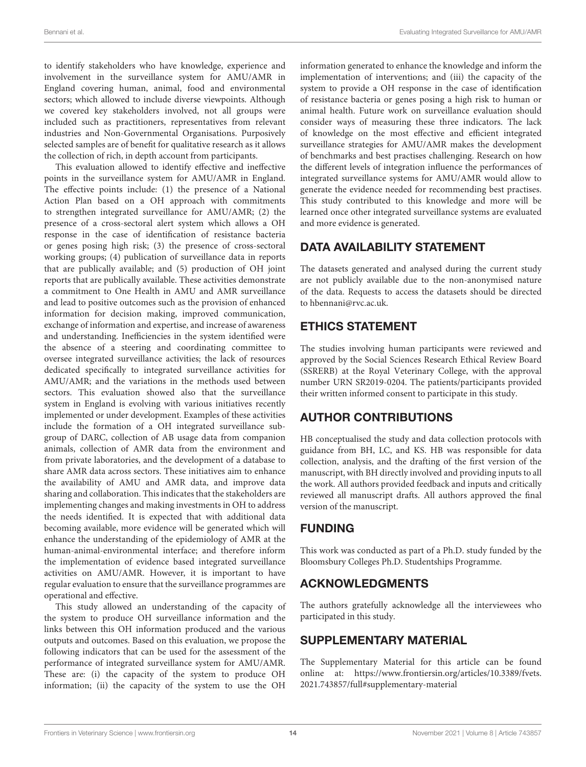to identify stakeholders who have knowledge, experience and involvement in the surveillance system for AMU/AMR in England covering human, animal, food and environmental sectors; which allowed to include diverse viewpoints. Although we covered key stakeholders involved, not all groups were included such as practitioners, representatives from relevant industries and Non-Governmental Organisations. Purposively selected samples are of benefit for qualitative research as it allows the collection of rich, in depth account from participants.

This evaluation allowed to identify effective and ineffective points in the surveillance system for AMU/AMR in England. The effective points include: (1) the presence of a National Action Plan based on a OH approach with commitments to strengthen integrated surveillance for AMU/AMR; (2) the presence of a cross-sectoral alert system which allows a OH response in the case of identification of resistance bacteria or genes posing high risk; (3) the presence of cross-sectoral working groups; (4) publication of surveillance data in reports that are publically available; and (5) production of OH joint reports that are publically available. These activities demonstrate a commitment to One Health in AMU and AMR surveillance and lead to positive outcomes such as the provision of enhanced information for decision making, improved communication, exchange of information and expertise, and increase of awareness and understanding. Inefficiencies in the system identified were the absence of a steering and coordinating committee to oversee integrated surveillance activities; the lack of resources dedicated specifically to integrated surveillance activities for AMU/AMR; and the variations in the methods used between sectors. This evaluation showed also that the surveillance system in England is evolving with various initiatives recently implemented or under development. Examples of these activities include the formation of a OH integrated surveillance sub-group of DARC, collection of AB usage data from companion animals, collection of AMR data from the environment and from private laboratories, and the development of a database to share AMR data across sectors. These initiatives aim to enhance the availability of AMU and AMR data, and improve data sharing and collaboration. This indicates that the stakeholders are implementing changes and making investments in OH to address the needs identified. It is expected that with additional data becoming available, more evidence will be generated which will enhance the understanding of the epidemiology of AMR at the human-animal-environmental interface; and therefore inform the implementation of evidence based integrated surveillance activities on AMU/AMR. However, it is important to have regular evaluation to ensure that the surveillance programmes are operational and effective.

This study allowed an understanding of the capacity of the system to produce OH surveillance information and the links between this OH information produced and the various outputs and outcomes. Based on this evaluation, we propose the following indicators that can be used for the assessment of the performance of integrated surveillance system for AMU/AMR. These are: (i) the capacity of the system to produce OH information; (ii) the capacity of the system to use the OH information generated to enhance the knowledge and inform the implementation of interventions; and (iii) the capacity of the system to provide a OH response in the case of identification of resistance bacteria or genes posing a high risk to human or animal health. Future work on surveillance evaluation should consider ways of measuring these three indicators. The lack of knowledge on the most effective and efficient integrated surveillance strategies for AMU/AMR makes the development of benchmarks and best practises challenging. Research on how the different levels of integration influence the performances of integrated surveillance systems for AMU/AMR would allow to generate the evidence needed for recommending best practises. This study contributed to this knowledge and more will be learned once other integrated surveillance systems are evaluated and more evidence is generated.

## DATA AVAILABILITY STATEMENT

The datasets generated and analysed during the current study are not publicly available due to the non-anonymised nature of the data. Requests to access the datasets should be directed to hbennani@rvc.ac.uk.

## ETHICS STATEMENT

The studies involving human participants were reviewed and approved by the Social Sciences Research Ethical Review Board (SSRERB) at the Royal Veterinary College, with the approval number URN SR2019-0204. The patients/participants provided their written informed consent to participate in this study.

## AUTHOR CONTRIBUTIONS

HB conceptualised the study and data collection protocols with guidance from BH, LC, and KS. HB was responsible for data collection, analysis, and the drafting of the first version of the manuscript, with BH directly involved and providing inputs to all the work. All authors provided feedback and inputs and critically reviewed all manuscript drafts. All authors approved the final version of the manuscript.

## FUNDING

This work was conducted as part of a Ph.D. study funded by the Bloomsbury Colleges Ph.D. Studentships Programme.

## ACKNOWLEDGMENTS

The authors gratefully acknowledge all the interviewees who participated in this study.

## SUPPLEMENTARY MATERIAL

The Supplementary Material for this article can be found online at: https://www.frontiersin.org/articles/10.3389/fvets.2021.743857/full#supplementary-material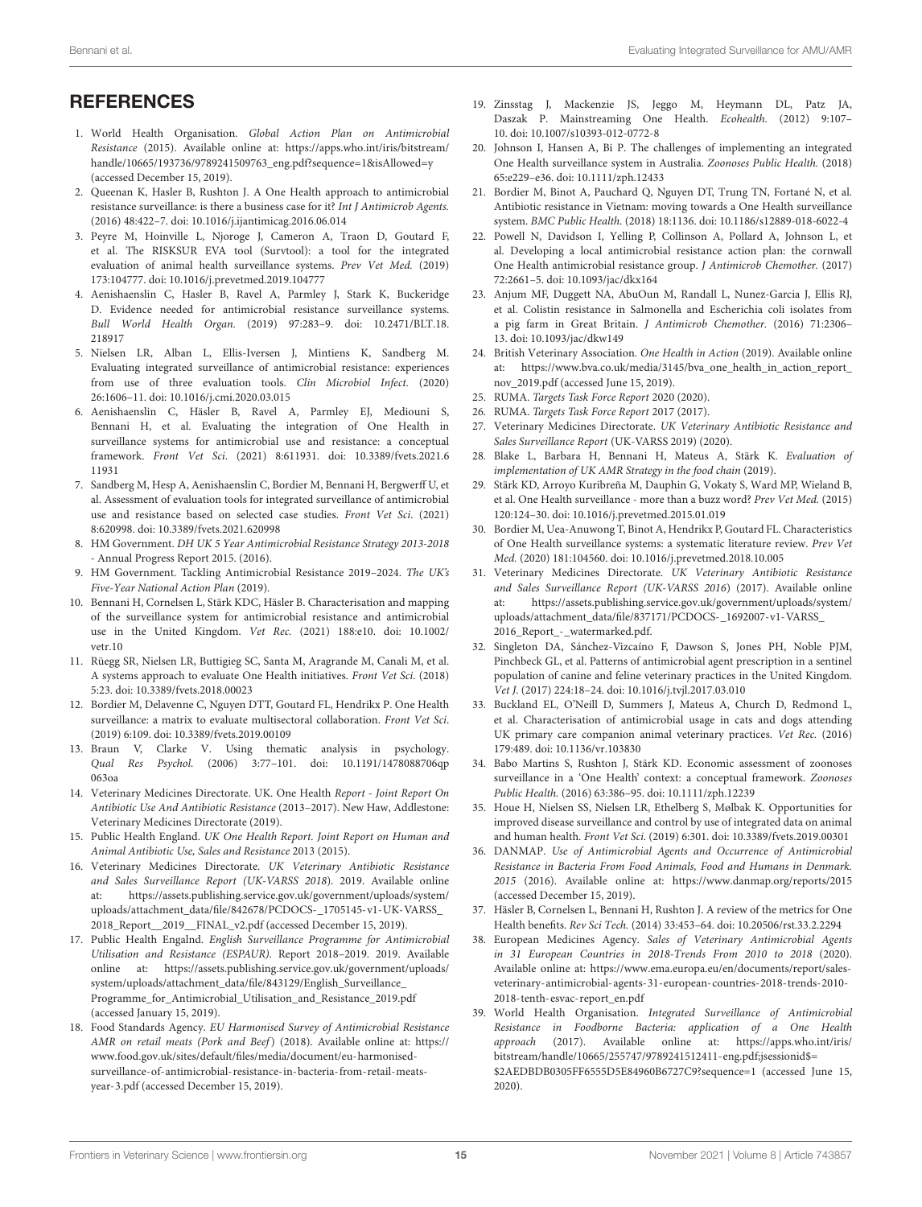## REFERENCES

1. World Health Organisation. *Global Action Plan on Antimicrobial Resistance* (2015). Available online at: https://apps.who.int/iris/bitstream/handle/10665/193736/9789241509763_eng.pdf?sequence=1&isAllowed=y (accessed December 15, 2019).
2. Queenan K, Hasler B, Rushton J. A One Health approach to antimicrobial resistance surveillance: is there a business case for it? *Int J Antimicrob Agents.* (2016) 48:422–7. doi: 10.1016/j.ijantimicag.2016.06.014
3. Peyre M, Hoinville L, Njoroge J, Cameron A, Traon D, Goutard F, et al. The RISKSUR EVA tool (Survtool): a tool for the integrated evaluation of animal health surveillance systems. *Prev Vet Med.* (2019) 173:104777. doi: 10.1016/j.prevetmed.2019.104777
4. Aenishaenslin C, Hasler B, Ravel A, Parmley J, Stark K, Buckeridge D. Evidence needed for antimicrobial resistance surveillance systems. *Bull World Health Organ.* (2019) 97:283–9. doi: 10.2471/BLT.18.218917
5. Nielsen LR, Alban L, Ellis-Iversen J, Mintiens K, Sandberg M. Evaluating integrated surveillance of antimicrobial resistance: experiences from use of three evaluation tools. *Clin Microbiol Infect.* (2020) 26:1606–11. doi: 10.1016/j.cmi.2020.03.015
6. Aenishaenslin C, Häsler B, Ravel A, Parmley EJ, Mediouni S, Bennani H, et al. Evaluating the integration of One Health in surveillance systems for antimicrobial use and resistance: a conceptual framework. *Front Vet Sci.* (2021) 8:611931. doi: 10.3389/fvets.2021.611931
7. Sandberg M, Hesp A, Aenishaenslin C, Bordier M, Bennani H, Bergwerff U, et al. Assessment of evaluation tools for integrated surveillance of antimicrobial use and resistance based on selected case studies. *Front Vet Sci.* (2021) 8:620998. doi: 10.3389/fvets.2021.620998
8. HM Government. *DH UK 5 Year Antimicrobial Resistance Strategy 2013-2018 - Annual Progress Report 2015.* (2016).
9. HM Government. Tackling Antimicrobial Resistance 2019–2024. *The UK's Five-Year National Action Plan* (2019).
10. Bennani H, Cornelsen L, Stärk KDC, Häsler B. Characterisation and mapping of the surveillance system for antimicrobial resistance and antimicrobial use in the United Kingdom. *Vet Rec.* (2021) 188:e10. doi: 10.1002/vetr.10
11. Rüegg SR, Nielsen LR, Buttigieg SC, Santa M, Aragrande M, Canali M, et al. A systems approach to evaluate One Health initiatives. *Front Vet Sci.* (2018) 5:23. doi: 10.3389/fvets.2018.00023
12. Bordier M, Delavenne C, Nguyen DTT, Goutard FL, Hendrikx P. One Health surveillance: a matrix to evaluate multisectoral collaboration. *Front Vet Sci.* (2019) 6:109. doi: 10.3389/fvets.2019.00109
13. Braun V, Clarke V. Using thematic analysis in psychology. *Qual Res Psychol.* (2006) 3:77–101. doi: 10.1191/1478088706qp063oa
14. Veterinary Medicines Directorate. UK. One Health *Report - Joint Report On Antibiotic Use And Antibiotic Resistance* (2013–2017). New Haw, Addlestone: Veterinary Medicines Directorate (2019).
15. Public Health England. *UK One Health Report. Joint Report on Human and Animal Antibiotic Use, Sales and Resistance* 2013 (2015).
16. Veterinary Medicines Directorate. *UK Veterinary Antibiotic Resistance and Sales Surveillance Report (UK-VARSS 2018).* 2019. Available online at: https://assets.publishing.service.gov.uk/government/uploads/system/uploads/attachment_data/file/842678/PCDOCS-_1705145-v1-UK-VARSS_2018_Report__2019__FINAL_v2.pdf (accessed December 15, 2019).
17. Public Health Engalnd. *English Surveillance Programme for Antimicrobial Utilisation and Resistance (ESPAUR).* Report 2018–2019. 2019. Available online at: https://assets.publishing.service.gov.uk/government/uploads/system/uploads/attachment_data/file/843129/English_Surveillance_Programme_for_Antimicrobial_Utilisation_and_Resistance_2019.pdf (accessed January 15, 2019).
18. Food Standards Agency. *EU Harmonised Survey of Antimicrobial Resistance AMR on retail meats (Pork and Beef)* (2018). Available online at: https://www.food.gov.uk/sites/default/files/media/document/eu-harmonised-surveillance-of-antimicrobial-resistance-in-bacteria-from-retail-meats-year-3.pdf (accessed December 15, 2019).
19. Zinsstag J, Mackenzie JS, Jeggo M, Heymann DL, Patz JA, Daszak P. Mainstreaming One Health. *Ecohealth.* (2012) 9:107–10. doi: 10.1007/s10393-012-0772-8
20. Johnson I, Hansen A, Bi P. The challenges of implementing an integrated One Health surveillance system in Australia. *Zoonoses Public Health.* (2018) 65:e229–e36. doi: 10.1111/zph.12433
21. Bordier M, Binot A, Pauchard Q, Nguyen DT, Trung TN, Fortané N, et al. Antibiotic resistance in Vietnam: moving towards a One Health surveillance system. *BMC Public Health.* (2018) 18:1136. doi: 10.1186/s12889-018-6022-4
22. Powell N, Davidson I, Yelling P, Collinson A, Pollard A, Johnson L, et al. Developing a local antimicrobial resistance action plan: the cornwall One Health antimicrobial resistance group. *J Antimicrob Chemother.* (2017) 72:2661–5. doi: 10.1093/jac/dkx164
23. Anjum MF, Duggett NA, AbuOun M, Randall L, Nunez-Garcia J, Ellis RJ, et al. Colistin resistance in Salmonella and Escherichia coli isolates from a pig farm in Great Britain. *J Antimicrob Chemother.* (2016) 71:2306–13. doi: 10.1093/jac/dkw149
24. British Veterinary Association. *One Health in Action* (2019). Available online at: https://www.bva.co.uk/media/3145/bva_one_health_in_action_report_nov_2019.pdf (accessed June 15, 2019).
25. RUMA. *Targets Task Force Report* 2020 (2020).
26. RUMA. *Targets Task Force Report* 2017 (2017).
27. Veterinary Medicines Directorate. *UK Veterinary Antibiotic Resistance and Sales Surveillance Report* (UK-VARSS 2019) (2020).
28. Blake L, Barbara H, Bennani H, Mateus A, Stärk K. *Evaluation of implementation of UK AMR Strategy in the food chain* (2019).
29. Stärk KD, Arroyo Kuribreña M, Dauphin G, Vokaty S, Ward MP, Wieland B, et al. One Health surveillance - more than a buzz word? *Prev Vet Med.* (2015) 120:124–30. doi: 10.1016/j.prevetmed.2015.01.019
30. Bordier M, Uea-Anuwong T, Binot A, Hendrikx P, Goutard FL. Characteristics of One Health surveillance systems: a systematic literature review. *Prev Vet Med.* (2020) 181:104560. doi: 10.1016/j.prevetmed.2018.10.005
31. Veterinary Medicines Directorate. *UK Veterinary Antibiotic Resistance and Sales Surveillance Report (UK-VARSS 2016)* (2017). Available online at: https://assets.publishing.service.gov.uk/government/uploads/system/uploads/attachment_data/file/837171/PCDOCS-_1692007-v1-VARSS_2016_Report_-_watermarked.pdf.
32. Singleton DA, Sánchez-Vizcaíno F, Dawson S, Jones PH, Noble PJM, Pinchbeck GL, et al. Patterns of antimicrobial agent prescription in a sentinel population of canine and feline veterinary practices in the United Kingdom. *Vet J.* (2017) 224:18–24. doi: 10.1016/j.tvjl.2017.03.010
33. Buckland EL, O'Neill D, Summers J, Mateus A, Church D, Redmond L, et al. Characterisation of antimicrobial usage in cats and dogs attending UK primary care companion animal veterinary practices. *Vet Rec.* (2016) 179:489. doi: 10.1136/vr.103830
34. Babo Martins S, Rushton J, Stärk KD. Economic assessment of zoonoses surveillance in a 'One Health' context: a conceptual framework. *Zoonoses Public Health.* (2016) 63:386–95. doi: 10.1111/zph.12239
35. Houe H, Nielsen SS, Nielsen LR, Ethelberg S, Mølbak K. Opportunities for improved disease surveillance and control by use of integrated data on animal and human health. *Front Vet Sci.* (2019) 6:301. doi: 10.3389/fvets.2019.00301
36. DANMAP. *Use of Antimicrobial Agents and Occurrence of Antimicrobial Resistance in Bacteria From Food Animals, Food and Humans in Denmark. 2015* (2016). Available online at: https://www.danmap.org/reports/2015 (accessed December 15, 2019).
37. Häsler B, Cornelsen L, Bennani H, Rushton J. A review of the metrics for One Health benefits. *Rev Sci Tech.* (2014) 33:453–64. doi: 10.20506/rst.33.2.2294
38. European Medicines Agency. *Sales of Veterinary Antimicrobial Agents in 31 European Countries in 2018-Trends From 2010 to 2018* (2020). Available online at: https://www.ema.europa.eu/en/documents/report/sales-veterinary-antimicrobial-agents-31-european-countries-2018-trends-2010-2018-tenth-esvac-report_en.pdf
39. World Health Organisation. *Integrated Surveillance of Antimicrobial Resistance in Foodborne Bacteria: application of a One Health approach* (2017). Available online at: https://apps.who.int/iris/bitstream/handle/10665/255747/9789241512411-eng.pdf;jsessionid$=$2AEDBDB0305FF6555D5E84960B6727C9?sequence=1 (accessed June 15, 2020).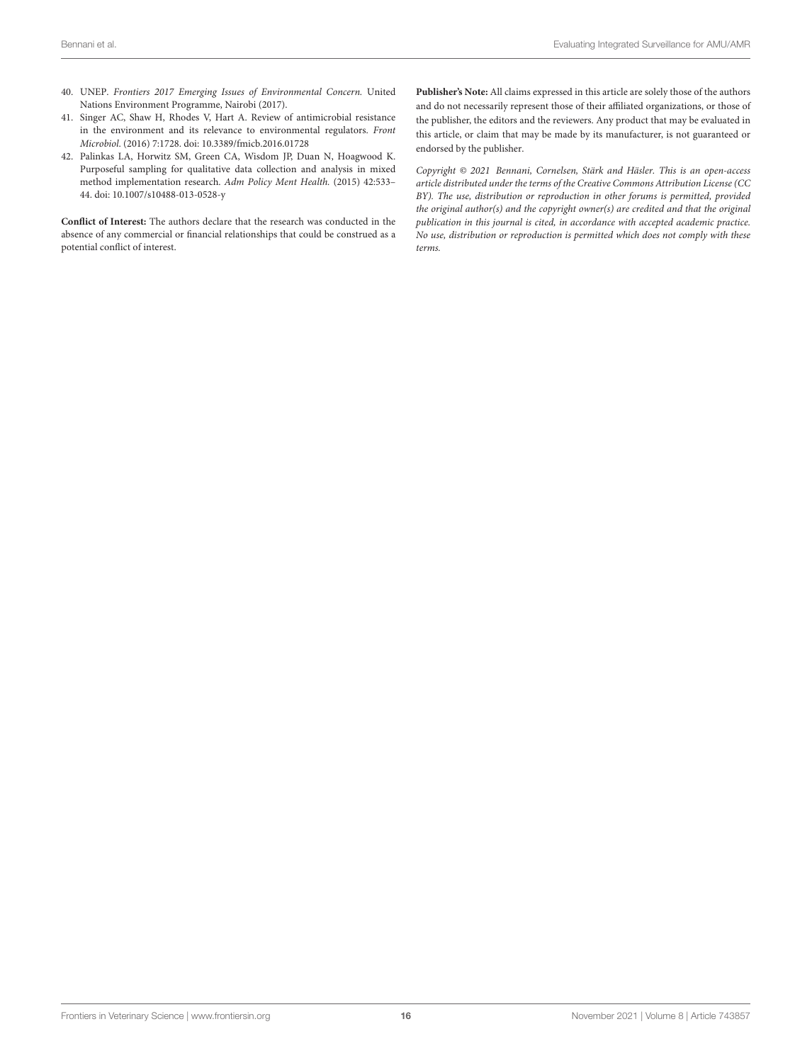40. UNEP. *Frontiers 2017 Emerging Issues of Environmental Concern.* United Nations Environment Programme, Nairobi (2017).
41. Singer AC, Shaw H, Rhodes V, Hart A. Review of antimicrobial resistance in the environment and its relevance to environmental regulators. *Front Microbiol.* (2016) 7:1728. doi: 10.3389/fmicb.2016.01728
42. Palinkas LA, Horwitz SM, Green CA, Wisdom JP, Duan N, Hoagwood K. Purposeful sampling for qualitative data collection and analysis in mixed method implementation research. *Adm Policy Ment Health.* (2015) 42:533–44. doi: 10.1007/s10488-013-0528-y

**Conflict of Interest:** The authors declare that the research was conducted in the absence of any commercial or financial relationships that could be construed as a potential conflict of interest.

**Publisher's Note:** All claims expressed in this article are solely those of the authors and do not necessarily represent those of their affiliated organizations, or those of the publisher, the editors and the reviewers. Any product that may be evaluated in this article, or claim that may be made by its manufacturer, is not guaranteed or endorsed by the publisher.

*Copyright © 2021 Bennani, Cornelsen, Stärk and Häsler. This is an open-access article distributed under the terms of the Creative Commons Attribution License (CC BY). The use, distribution or reproduction in other forums is permitted, provided the original author(s) and the copyright owner(s) are credited and that the original publication in this journal is cited, in accordance with accepted academic practice. No use, distribution or reproduction is permitted which does not comply with these terms.*